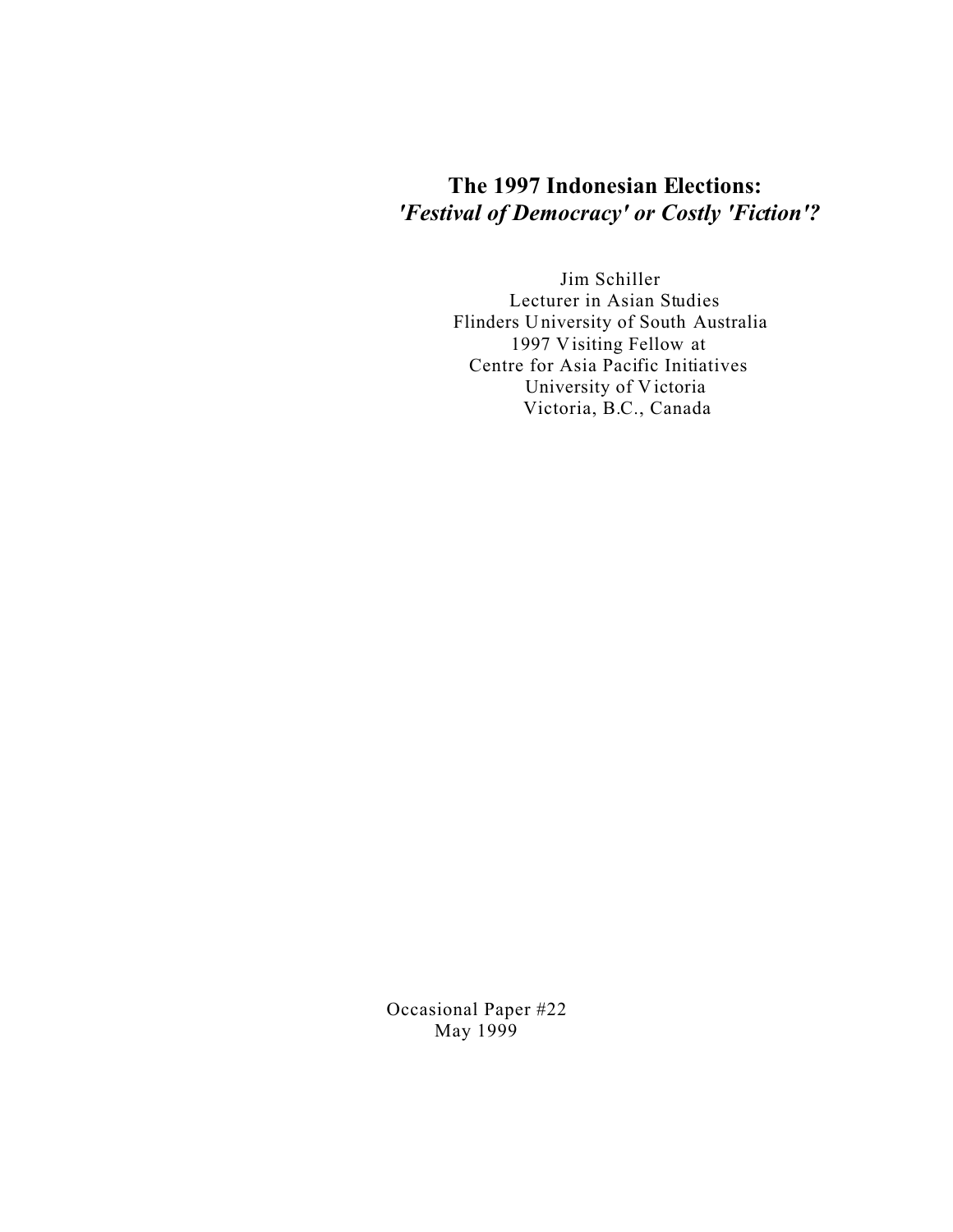# The 1997 Indonesian Elections:
## *'Festival of Democracy' or Costly 'Fiction'?*

Jim Schiller
Lecturer in Asian Studies
Flinders University of South Australia
1997 Visiting Fellow at
Centre for Asia Pacific Initiatives
University of Victoria
Victoria, B.C., Canada

Occasional Paper #22
May 1999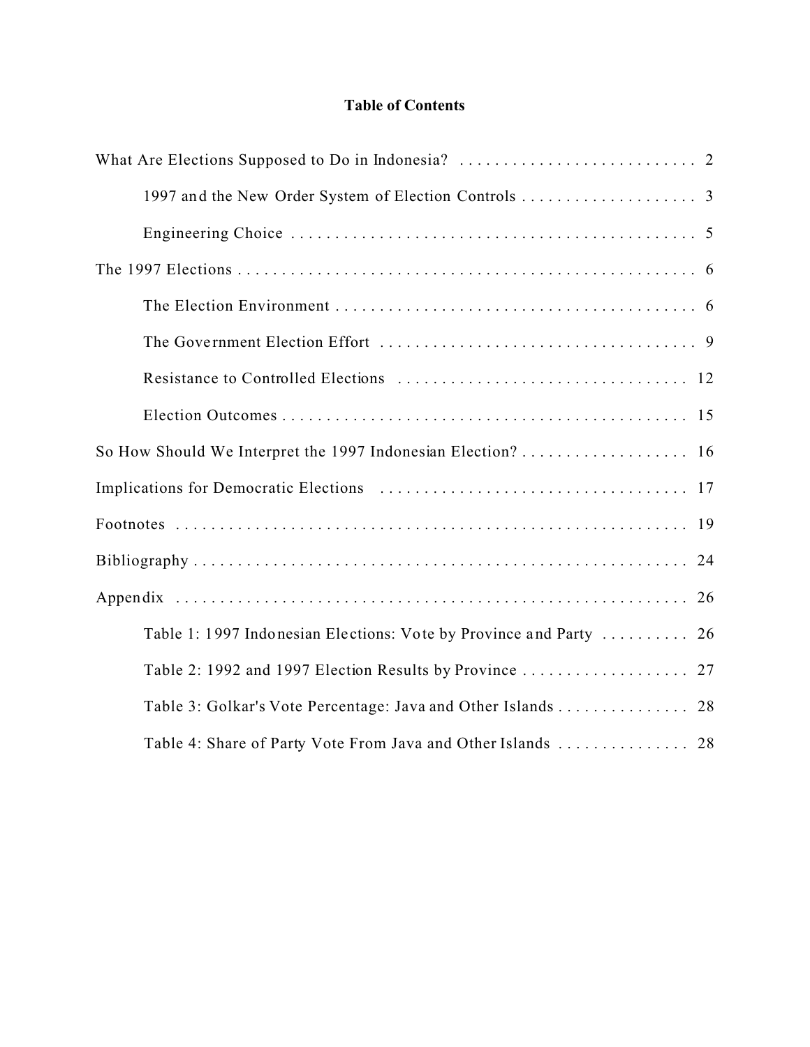# Table of Contents

What Are Elections Supposed to Do in Indonesia? . . . . . . . . . . . . . . . . . . . . . . . . . . . 2

- 1997 and the New Order System of Election Controls . . . . . . . . . . . . . . . . . . . . 3
- Engineering Choice . . . . . . . . . . . . . . . . . . . . . . . . . . . . . . . . . . . . . . . . . . . . . . 5

The 1997 Elections . . . . . . . . . . . . . . . . . . . . . . . . . . . . . . . . . . . . . . . . . . . . . . . . . . . . 6

- The Election Environment . . . . . . . . . . . . . . . . . . . . . . . . . . . . . . . . . . . . . . . . . 6
- The Government Election Effort . . . . . . . . . . . . . . . . . . . . . . . . . . . . . . . . . . . . 9
- Resistance to Controlled Elections . . . . . . . . . . . . . . . . . . . . . . . . . . . . . . . . . 12
- Election Outcomes . . . . . . . . . . . . . . . . . . . . . . . . . . . . . . . . . . . . . . . . . . . . . . 15

So How Should We Interpret the 1997 Indonesian Election? . . . . . . . . . . . . . . . . . . . 16

Implications for Democratic Elections . . . . . . . . . . . . . . . . . . . . . . . . . . . . . . . . . . . 17

Footnotes . . . . . . . . . . . . . . . . . . . . . . . . . . . . . . . . . . . . . . . . . . . . . . . . . . . . . . . . . 19

Bibliography . . . . . . . . . . . . . . . . . . . . . . . . . . . . . . . . . . . . . . . . . . . . . . . . . . . . . . . 24

Appendix . . . . . . . . . . . . . . . . . . . . . . . . . . . . . . . . . . . . . . . . . . . . . . . . . . . . . . . . . 26

- Table 1: 1997 Indonesian Elections: Vote by Province and Party . . . . . . . . . . 26
- Table 2: 1992 and 1997 Election Results by Province . . . . . . . . . . . . . . . . . . . 27
- Table 3: Golkar's Vote Percentage: Java and Other Islands . . . . . . . . . . . . . . . 28
- Table 4: Share of Party Vote From Java and Other Islands . . . . . . . . . . . . . . . 28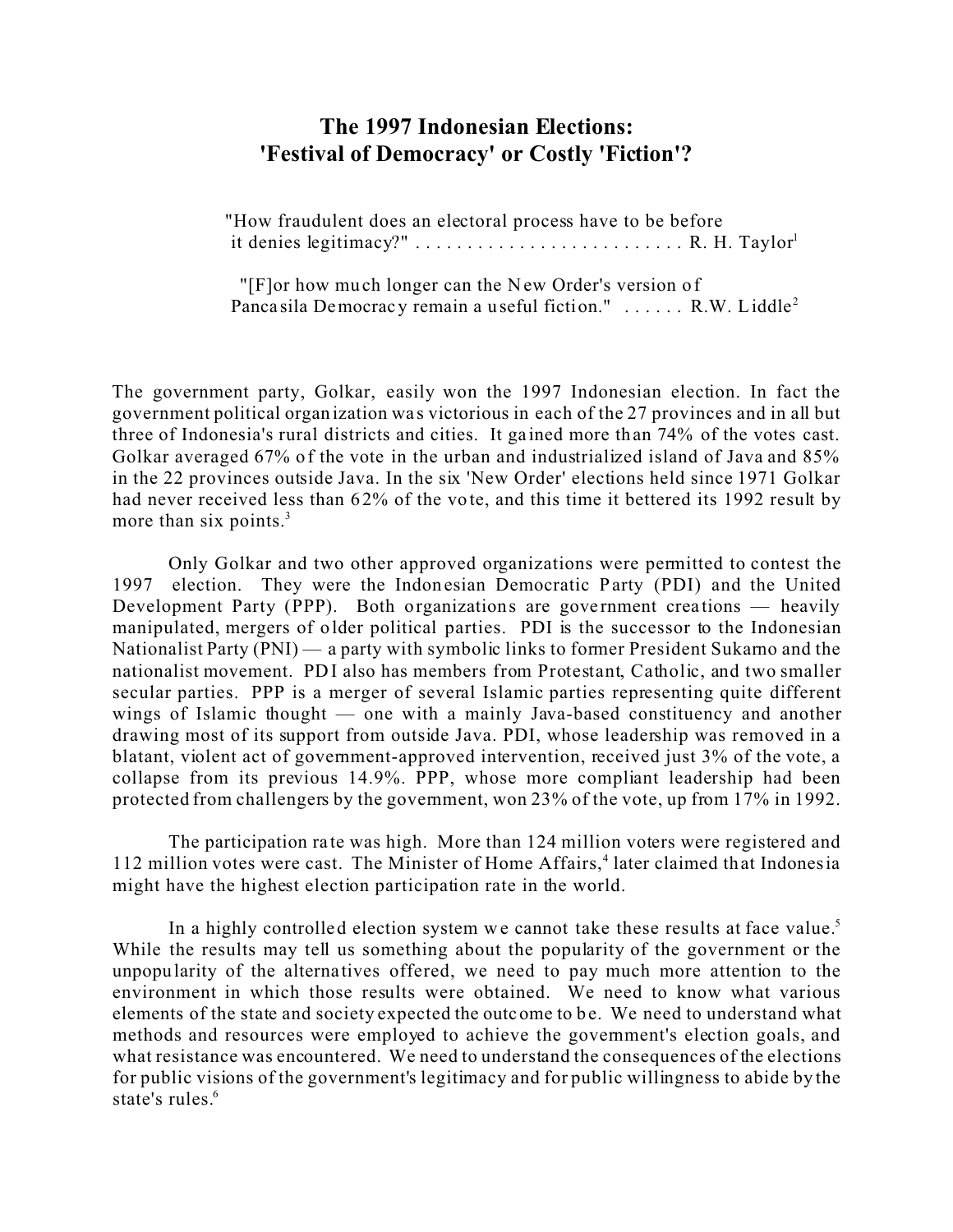# The 1997 Indonesian Elections: 'Festival of Democracy' or Costly 'Fiction'?

> "How fraudulent does an electoral process have to be before it denies legitimacy?" . . . . . . . . . . . . . . . . . . . . . . . . . . R. H. Taylor[1]
>
> "[F]or how much longer can the New Order's version of Pancasila Democracy remain a useful fiction." . . . . . . R.W. Liddle[2]

The government party, Golkar, easily won the 1997 Indonesian election. In fact the government political organization was victorious in each of the 27 provinces and in all but three of Indonesia's rural districts and cities. It gained more than 74% of the votes cast. Golkar averaged 67% of the vote in the urban and industrialized island of Java and 85% in the 22 provinces outside Java. In the six 'New Order' elections held since 1971 Golkar had never received less than 62% of the vote, and this time it bettered its 1992 result by more than six points.[3]

Only Golkar and two other approved organizations were permitted to contest the 1997 election. They were the Indonesian Democratic Party (PDI) and the United Development Party (PPP). Both organizations are government creations — heavily manipulated, mergers of older political parties. PDI is the successor to the Indonesian Nationalist Party (PNI) — a party with symbolic links to former President Sukarno and the nationalist movement. PDI also has members from Protestant, Catholic, and two smaller secular parties. PPP is a merger of several Islamic parties representing quite different wings of Islamic thought — one with a mainly Java-based constituency and another drawing most of its support from outside Java. PDI, whose leadership was removed in a blatant, violent act of government-approved intervention, received just 3% of the vote, a collapse from its previous 14.9%. PPP, whose more compliant leadership had been protected from challengers by the government, won 23% of the vote, up from 17% in 1992.

The participation rate was high. More than 124 million voters were registered and 112 million votes were cast. The Minister of Home Affairs,[4] later claimed that Indonesia might have the highest election participation rate in the world.

In a highly controlled election system we cannot take these results at face value.[5] While the results may tell us something about the popularity of the government or the unpopularity of the alternatives offered, we need to pay much more attention to the environment in which those results were obtained. We need to know what various elements of the state and society expected the outcome to be. We need to understand what methods and resources were employed to achieve the government's election goals, and what resistance was encountered. We need to understand the consequences of the elections for public visions of the government's legitimacy and for public willingness to abide by the state's rules.[6]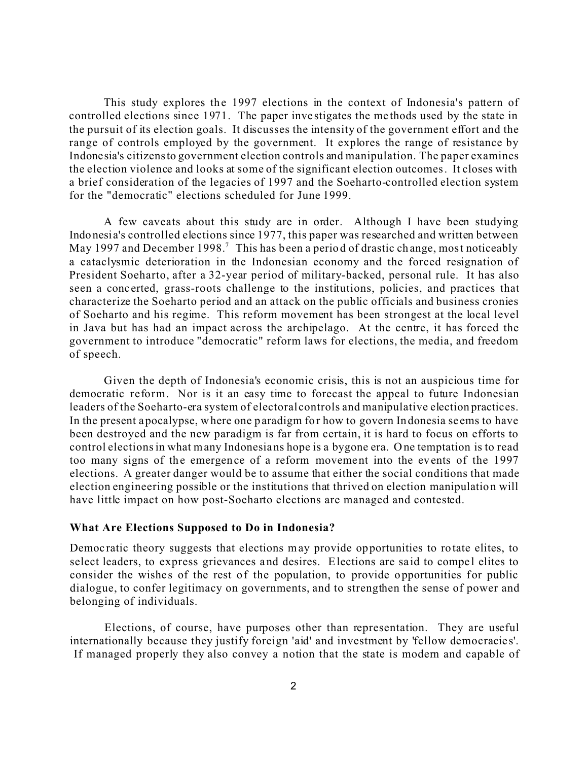This study explores the 1997 elections in the context of Indonesia's pattern of controlled elections since 1971. The paper investigates the methods used by the state in the pursuit of its election goals. It discusses the intensity of the government effort and the range of controls employed by the government. It explores the range of resistance by Indonesia's citizens to government election controls and manipulation. The paper examines the election violence and looks at some of the significant election outcomes. It closes with a brief consideration of the legacies of 1997 and the Soeharto-controlled election system for the "democratic" elections scheduled for June 1999.

A few caveats about this study are in order. Although I have been studying Indonesia's controlled elections since 1977, this paper was researched and written between May 1997 and December 1998.[7] This has been a period of drastic change, most noticeably a cataclysmic deterioration in the Indonesian economy and the forced resignation of President Soeharto, after a 32-year period of military-backed, personal rule. It has also seen a concerted, grass-roots challenge to the institutions, policies, and practices that characterize the Soeharto period and an attack on the public officials and business cronies of Soeharto and his regime. This reform movement has been strongest at the local level in Java but has had an impact across the archipelago. At the centre, it has forced the government to introduce "democratic" reform laws for elections, the media, and freedom of speech.

Given the depth of Indonesia's economic crisis, this is not an auspicious time for democratic reform. Nor is it an easy time to forecast the appeal to future Indonesian leaders of the Soeharto-era system of electoral controls and manipulative election practices. In the present apocalypse, where one paradigm for how to govern Indonesia seems to have been destroyed and the new paradigm is far from certain, it is hard to focus on efforts to control elections in what many Indonesians hope is a bygone era. One temptation is to read too many signs of the emergence of a reform movement into the events of the 1997 elections. A greater danger would be to assume that either the social conditions that made election engineering possible or the institutions that thrived on election manipulation will have little impact on how post-Soeharto elections are managed and contested.

**What Are Elections Supposed to Do in Indonesia?**

Democratic theory suggests that elections may provide opportunities to rotate elites, to select leaders, to express grievances and desires. Elections are said to compel elites to consider the wishes of the rest of the population, to provide opportunities for public dialogue, to confer legitimacy on governments, and to strengthen the sense of power and belonging of individuals.

Elections, of course, have purposes other than representation. They are useful internationally because they justify foreign 'aid' and investment by 'fellow democracies'. If managed properly they also convey a notion that the state is modern and capable of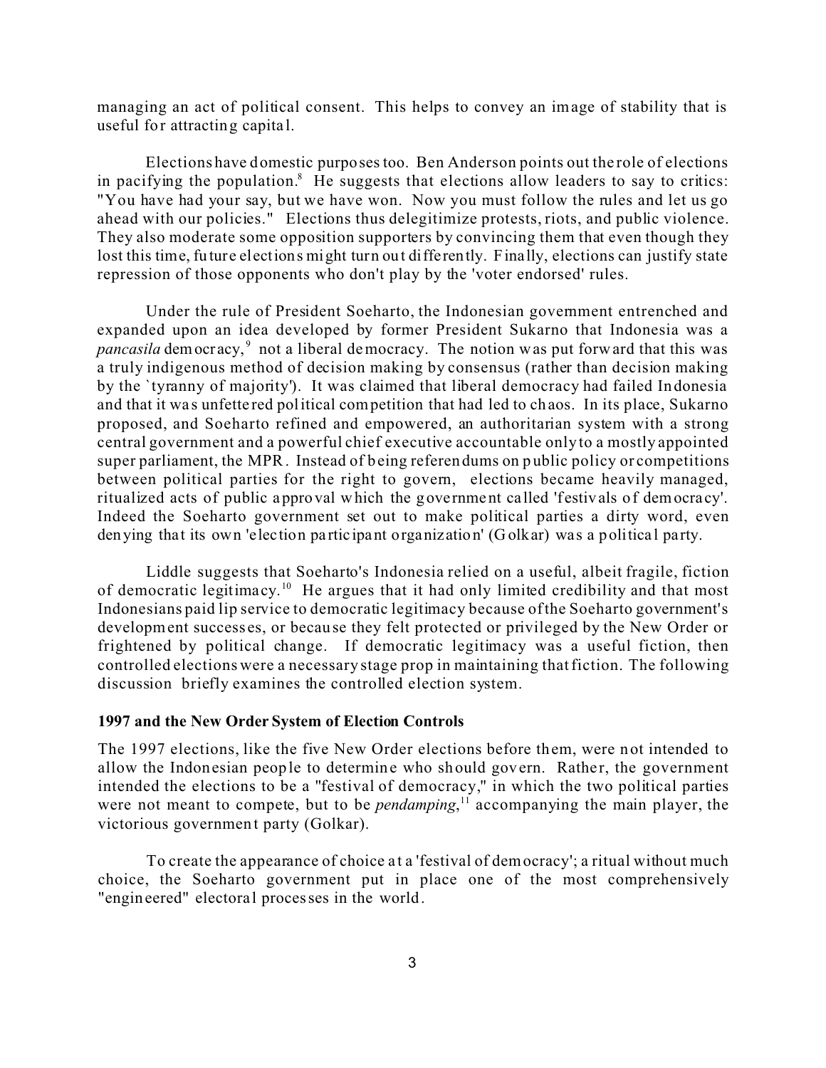managing an act of political consent. This helps to convey an image of stability that is useful for attracting capital.

Elections have domestic purposes too. Ben Anderson points out the role of elections in pacifying the population.[8] He suggests that elections allow leaders to say to critics: "You have had your say, but we have won. Now you must follow the rules and let us go ahead with our policies." Elections thus delegitimize protests, riots, and public violence. They also moderate some opposition supporters by convincing them that even though they lost this time, future elections might turn out differently. Finally, elections can justify state repression of those opponents who don't play by the 'voter endorsed' rules.

Under the rule of President Soeharto, the Indonesian government entrenched and expanded upon an idea developed by former President Sukarno that Indonesia was a *pancasila* democracy,[9] not a liberal democracy. The notion was put forward that this was a truly indigenous method of decision making by consensus (rather than decision making by the `tyranny of majority'). It was claimed that liberal democracy had failed Indonesia and that it was unfettered political competition that had led to chaos. In its place, Sukarno proposed, and Soeharto refined and empowered, an authoritarian system with a strong central government and a powerful chief executive accountable only to a mostly appointed super parliament, the MPR. Instead of being referendums on public policy or competitions between political parties for the right to govern, elections became heavily managed, ritualized acts of public approval which the government called 'festivals of democracy'. Indeed the Soeharto government set out to make political parties a dirty word, even denying that its own 'election participant organization' (Golkar) was a political party.

Liddle suggests that Soeharto's Indonesia relied on a useful, albeit fragile, fiction of democratic legitimacy.[10] He argues that it had only limited credibility and that most Indonesians paid lip service to democratic legitimacy because of the Soeharto government's development successes, or because they felt protected or privileged by the New Order or frightened by political change. If democratic legitimacy was a useful fiction, then controlled elections were a necessary stage prop in maintaining that fiction. The following discussion briefly examines the controlled election system.

**1997 and the New Order System of Election Controls**

The 1997 elections, like the five New Order elections before them, were not intended to allow the Indonesian people to determine who should govern. Rather, the government intended the elections to be a "festival of democracy," in which the two political parties were not meant to compete, but to be *pendamping*,[11] accompanying the main player, the victorious government party (Golkar).

To create the appearance of choice at a 'festival of democracy'; a ritual without much choice, the Soeharto government put in place one of the most comprehensively "engineered" electoral processes in the world.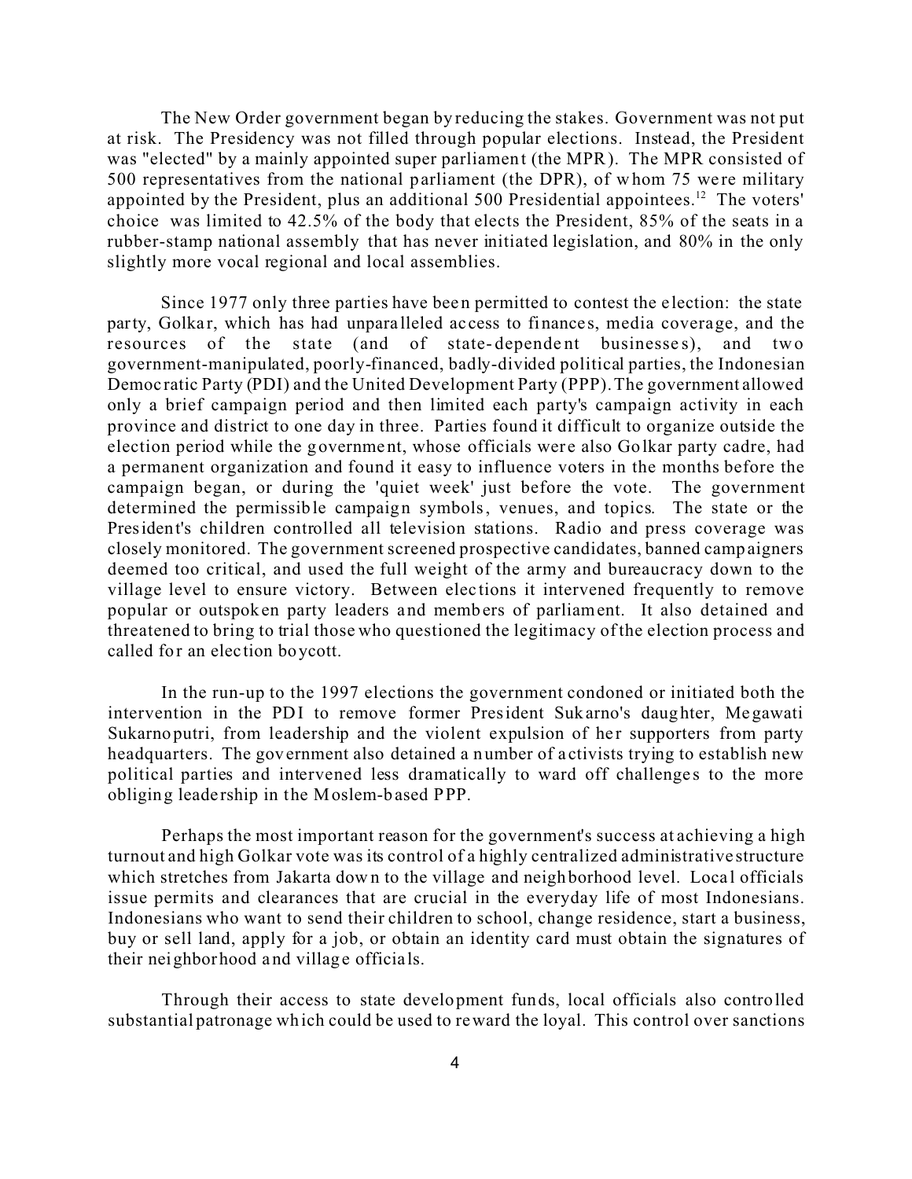The New Order government began by reducing the stakes. Government was not put at risk. The Presidency was not filled through popular elections. Instead, the President was "elected" by a mainly appointed super parliament (the MPR). The MPR consisted of 500 representatives from the national parliament (the DPR), of whom 75 were military appointed by the President, plus an additional 500 Presidential appointees.[12] The voters' choice was limited to 42.5% of the body that elects the President, 85% of the seats in a rubber-stamp national assembly that has never initiated legislation, and 80% in the only slightly more vocal regional and local assemblies.

Since 1977 only three parties have been permitted to contest the election: the state party, Golkar, which has had unparalleled access to finances, media coverage, and the resources of the state (and of state-dependent businesses), and two government-manipulated, poorly-financed, badly-divided political parties, the Indonesian Democratic Party (PDI) and the United Development Party (PPP). The government allowed only a brief campaign period and then limited each party's campaign activity in each province and district to one day in three. Parties found it difficult to organize outside the election period while the government, whose officials were also Golkar party cadre, had a permanent organization and found it easy to influence voters in the months before the campaign began, or during the 'quiet week' just before the vote. The government determined the permissible campaign symbols, venues, and topics. The state or the President's children controlled all television stations. Radio and press coverage was closely monitored. The government screened prospective candidates, banned campaigners deemed too critical, and used the full weight of the army and bureaucracy down to the village level to ensure victory. Between elections it intervened frequently to remove popular or outspoken party leaders and members of parliament. It also detained and threatened to bring to trial those who questioned the legitimacy of the election process and called for an election boycott.

In the run-up to the 1997 elections the government condoned or initiated both the intervention in the PDI to remove former President Sukarno's daughter, Megawati Sukarnoputri, from leadership and the violent expulsion of her supporters from party headquarters. The government also detained a number of activists trying to establish new political parties and intervened less dramatically to ward off challenges to the more obliging leadership in the Moslem-based PPP.

Perhaps the most important reason for the government's success at achieving a high turnout and high Golkar vote was its control of a highly centralized administrative structure which stretches from Jakarta down to the village and neighborhood level. Local officials issue permits and clearances that are crucial in the everyday life of most Indonesians. Indonesians who want to send their children to school, change residence, start a business, buy or sell land, apply for a job, or obtain an identity card must obtain the signatures of their neighborhood and village officials.

Through their access to state development funds, local officials also controlled substantial patronage which could be used to reward the loyal. This control over sanctions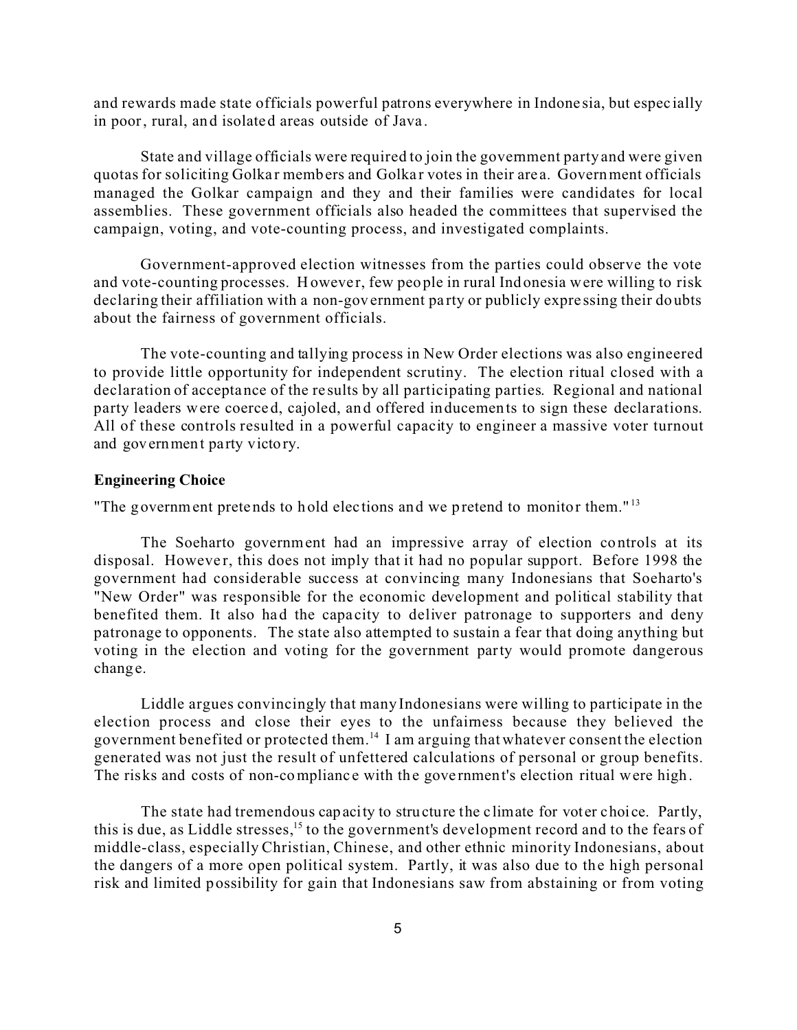and rewards made state officials powerful patrons everywhere in Indonesia, but especially in poor, rural, and isolated areas outside of Java.

State and village officials were required to join the government party and were given quotas for soliciting Golkar members and Golkar votes in their area. Government officials managed the Golkar campaign and they and their families were candidates for local assemblies. These government officials also headed the committees that supervised the campaign, voting, and vote-counting process, and investigated complaints.

Government-approved election witnesses from the parties could observe the vote and vote-counting processes. However, few people in rural Indonesia were willing to risk declaring their affiliation with a non-government party or publicly expressing their doubts about the fairness of government officials.

The vote-counting and tallying process in New Order elections was also engineered to provide little opportunity for independent scrutiny. The election ritual closed with a declaration of acceptance of the results by all participating parties. Regional and national party leaders were coerced, cajoled, and offered inducements to sign these declarations. All of these controls resulted in a powerful capacity to engineer a massive voter turnout and government party victory.

**Engineering Choice**

"The government pretends to hold elections and we pretend to monitor them."[13]

The Soeharto government had an impressive array of election controls at its disposal. However, this does not imply that it had no popular support. Before 1998 the government had considerable success at convincing many Indonesians that Soeharto's "New Order" was responsible for the economic development and political stability that benefited them. It also had the capacity to deliver patronage to supporters and deny patronage to opponents. The state also attempted to sustain a fear that doing anything but voting in the election and voting for the government party would promote dangerous change.

Liddle argues convincingly that many Indonesians were willing to participate in the election process and close their eyes to the unfairness because they believed the government benefited or protected them.[14] I am arguing that whatever consent the election generated was not just the result of unfettered calculations of personal or group benefits. The risks and costs of non-compliance with the government's election ritual were high.

The state had tremendous capacity to structure the climate for voter choice. Partly, this is due, as Liddle stresses,[15] to the government's development record and to the fears of middle-class, especially Christian, Chinese, and other ethnic minority Indonesians, about the dangers of a more open political system. Partly, it was also due to the high personal risk and limited possibility for gain that Indonesians saw from abstaining or from voting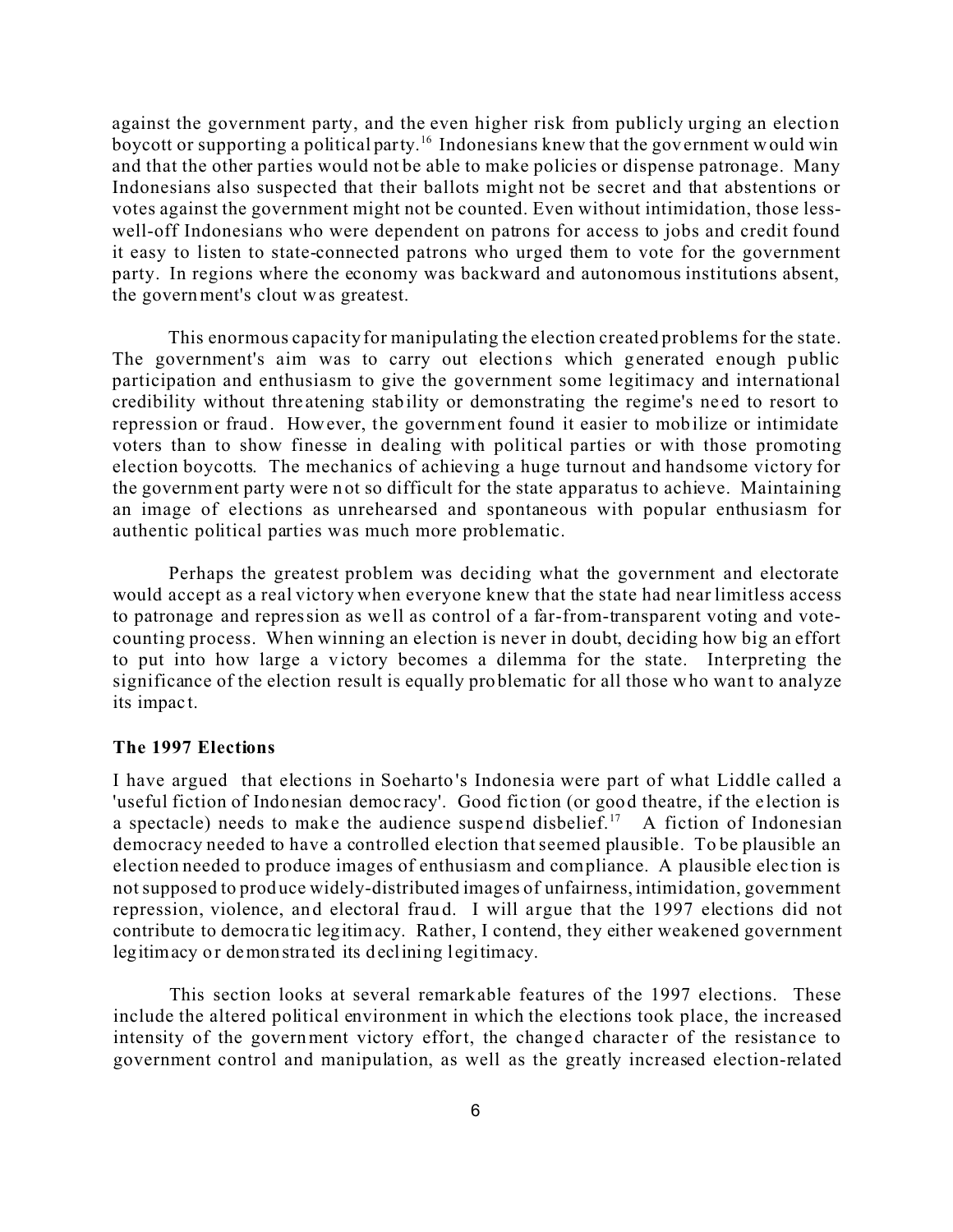against the government party, and the even higher risk from publicly urging an election boycott or supporting a political party.[16] Indonesians knew that the government would win and that the other parties would not be able to make policies or dispense patronage. Many Indonesians also suspected that their ballots might not be secret and that abstentions or votes against the government might not be counted. Even without intimidation, those less-well-off Indonesians who were dependent on patrons for access to jobs and credit found it easy to listen to state-connected patrons who urged them to vote for the government party. In regions where the economy was backward and autonomous institutions absent, the government's clout was greatest.

This enormous capacity for manipulating the election created problems for the state. The government's aim was to carry out elections which generated enough public participation and enthusiasm to give the government some legitimacy and international credibility without threatening stability or demonstrating the regime's need to resort to repression or fraud. However, the government found it easier to mobilize or intimidate voters than to show finesse in dealing with political parties or with those promoting election boycotts. The mechanics of achieving a huge turnout and handsome victory for the government party were not so difficult for the state apparatus to achieve. Maintaining an image of elections as unrehearsed and spontaneous with popular enthusiasm for authentic political parties was much more problematic.

Perhaps the greatest problem was deciding what the government and electorate would accept as a real victory when everyone knew that the state had near limitless access to patronage and repression as well as control of a far-from-transparent voting and vote-counting process. When winning an election is never in doubt, deciding how big an effort to put into how large a victory becomes a dilemma for the state. Interpreting the significance of the election result is equally problematic for all those who want to analyze its impact.

**The 1997 Elections**

I have argued that elections in Soeharto's Indonesia were part of what Liddle called a 'useful fiction of Indonesian democracy'. Good fiction (or good theatre, if the election is a spectacle) needs to make the audience suspend disbelief.[17] A fiction of Indonesian democracy needed to have a controlled election that seemed plausible. To be plausible an election needed to produce images of enthusiasm and compliance. A plausible election is not supposed to produce widely-distributed images of unfairness, intimidation, government repression, violence, and electoral fraud. I will argue that the 1997 elections did not contribute to democratic legitimacy. Rather, I contend, they either weakened government legitimacy or demonstrated its declining legitimacy.

This section looks at several remarkable features of the 1997 elections. These include the altered political environment in which the elections took place, the increased intensity of the government victory effort, the changed character of the resistance to government control and manipulation, as well as the greatly increased election-related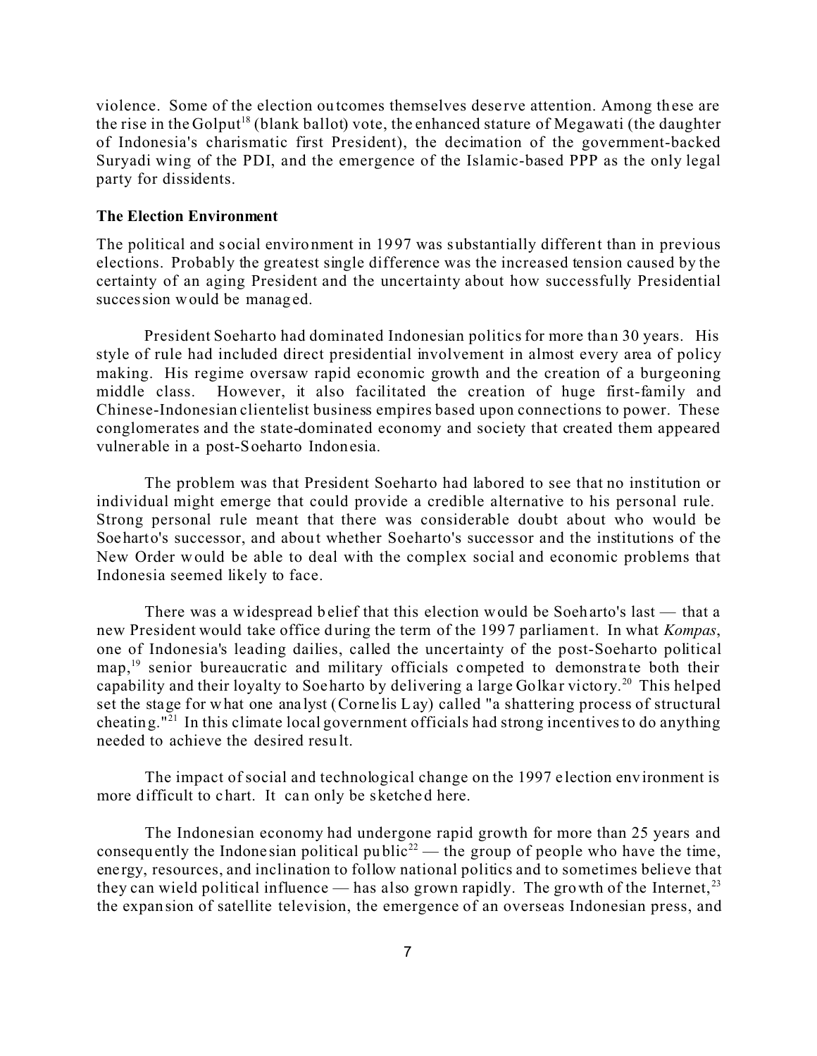violence. Some of the election outcomes themselves deserve attention. Among these are the rise in the Golput[18] (blank ballot) vote, the enhanced stature of Megawati (the daughter of Indonesia's charismatic first President), the decimation of the government-backed Suryadi wing of the PDI, and the emergence of the Islamic-based PPP as the only legal party for dissidents.

**The Election Environment**

The political and social environment in 1997 was substantially different than in previous elections. Probably the greatest single difference was the increased tension caused by the certainty of an aging President and the uncertainty about how successfully Presidential succession would be managed.

President Soeharto had dominated Indonesian politics for more than 30 years. His style of rule had included direct presidential involvement in almost every area of policy making. His regime oversaw rapid economic growth and the creation of a burgeoning middle class. However, it also facilitated the creation of huge first-family and Chinese-Indonesian clientelist business empires based upon connections to power. These conglomerates and the state-dominated economy and society that created them appeared vulnerable in a post-Soeharto Indonesia.

The problem was that President Soeharto had labored to see that no institution or individual might emerge that could provide a credible alternative to his personal rule. Strong personal rule meant that there was considerable doubt about who would be Soeharto's successor, and about whether Soeharto's successor and the institutions of the New Order would be able to deal with the complex social and economic problems that Indonesia seemed likely to face.

There was a widespread belief that this election would be Soeharto's last — that a new President would take office during the term of the 1997 parliament. In what *Kompas*, one of Indonesia's leading dailies, called the uncertainty of the post-Soeharto political map,[19] senior bureaucratic and military officials competed to demonstrate both their capability and their loyalty to Soeharto by delivering a large Golkar victory.[20] This helped set the stage for what one analyst (Cornelis Lay) called "a shattering process of structural cheating."[21] In this climate local government officials had strong incentives to do anything needed to achieve the desired result.

The impact of social and technological change on the 1997 election environment is more difficult to chart. It can only be sketched here.

The Indonesian economy had undergone rapid growth for more than 25 years and consequently the Indonesian political public[22] — the group of people who have the time, energy, resources, and inclination to follow national politics and to sometimes believe that they can wield political influence — has also grown rapidly. The growth of the Internet,[23] the expansion of satellite television, the emergence of an overseas Indonesian press, and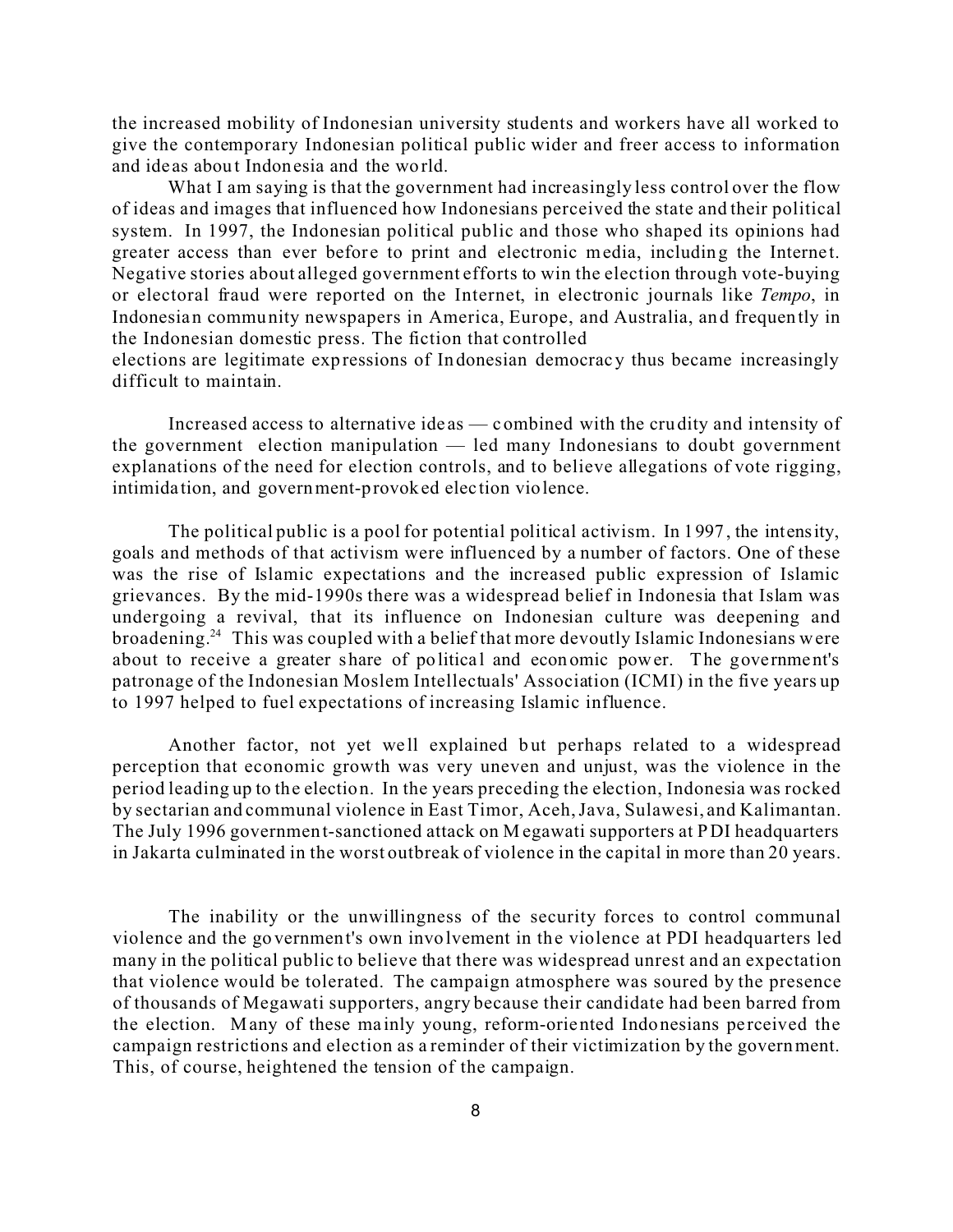the increased mobility of Indonesian university students and workers have all worked to give the contemporary Indonesian political public wider and freer access to information and ideas about Indonesia and the world.

What I am saying is that the government had increasingly less control over the flow of ideas and images that influenced how Indonesians perceived the state and their political system. In 1997, the Indonesian political public and those who shaped its opinions had greater access than ever before to print and electronic media, including the Internet. Negative stories about alleged government efforts to win the election through vote-buying or electoral fraud were reported on the Internet, in electronic journals like *Tempo*, in Indonesian community newspapers in America, Europe, and Australia, and frequently in the Indonesian domestic press. The fiction that controlled elections are legitimate expressions of Indonesian democracy thus became increasingly difficult to maintain.

Increased access to alternative ideas — combined with the crudity and intensity of the government election manipulation — led many Indonesians to doubt government explanations of the need for election controls, and to believe allegations of vote rigging, intimidation, and government-provoked election violence.

The political public is a pool for potential political activism. In 1997, the intensity, goals and methods of that activism were influenced by a number of factors. One of these was the rise of Islamic expectations and the increased public expression of Islamic grievances. By the mid-1990s there was a widespread belief in Indonesia that Islam was undergoing a revival, that its influence on Indonesian culture was deepening and broadening.[24] This was coupled with a belief that more devoutly Islamic Indonesians were about to receive a greater share of political and economic power. The government's patronage of the Indonesian Moslem Intellectuals' Association (ICMI) in the five years up to 1997 helped to fuel expectations of increasing Islamic influence.

Another factor, not yet well explained but perhaps related to a widespread perception that economic growth was very uneven and unjust, was the violence in the period leading up to the election. In the years preceding the election, Indonesia was rocked by sectarian and communal violence in East Timor, Aceh, Java, Sulawesi, and Kalimantan. The July 1996 government-sanctioned attack on Megawati supporters at PDI headquarters in Jakarta culminated in the worst outbreak of violence in the capital in more than 20 years.

The inability or the unwillingness of the security forces to control communal violence and the government's own involvement in the violence at PDI headquarters led many in the political public to believe that there was widespread unrest and an expectation that violence would be tolerated. The campaign atmosphere was soured by the presence of thousands of Megawati supporters, angry because their candidate had been barred from the election. Many of these mainly young, reform-oriented Indonesians perceived the campaign restrictions and election as a reminder of their victimization by the government. This, of course, heightened the tension of the campaign.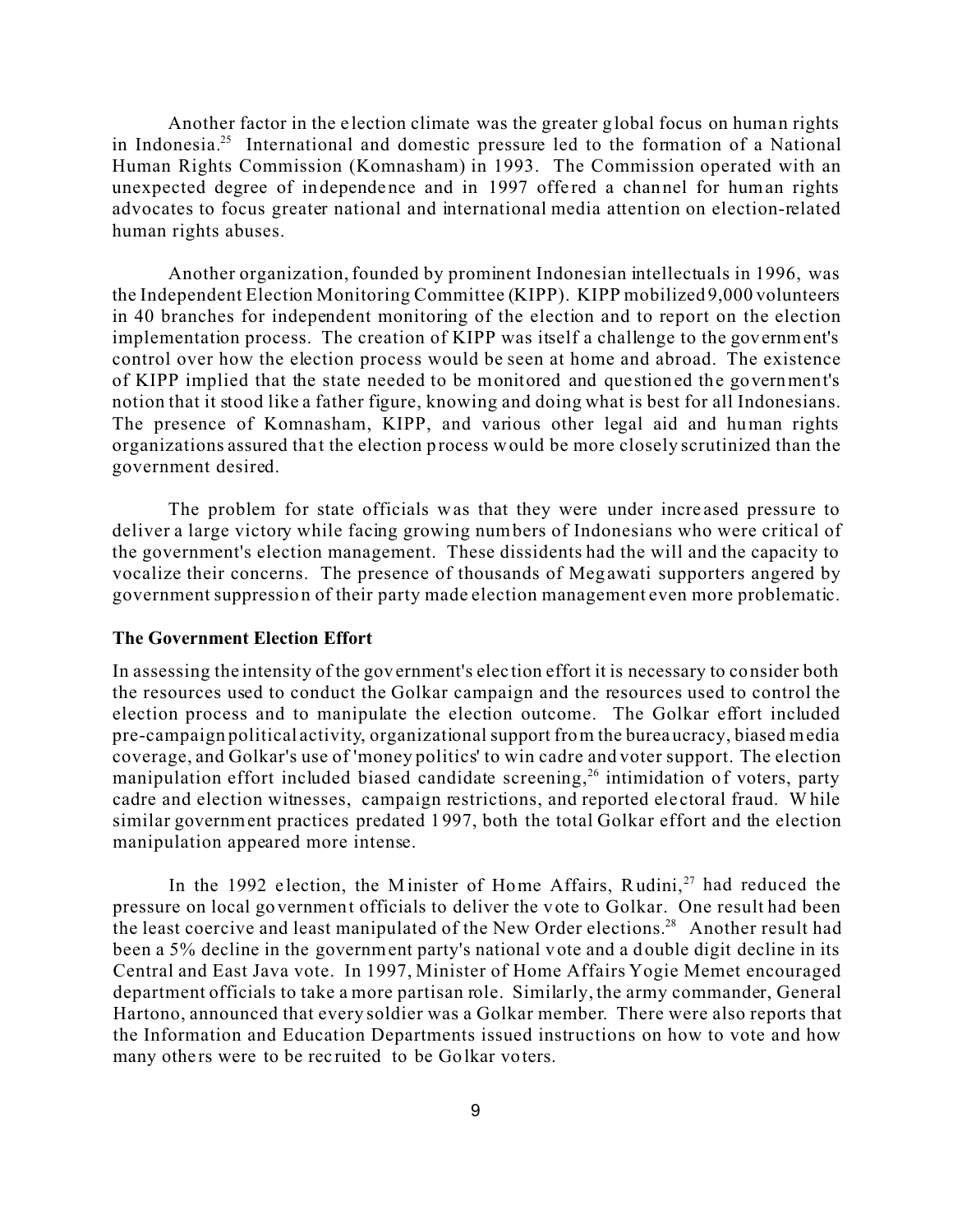Another factor in the election climate was the greater global focus on human rights in Indonesia.[25] International and domestic pressure led to the formation of a National Human Rights Commission (Komnasham) in 1993. The Commission operated with an unexpected degree of independence and in 1997 offered a channel for human rights advocates to focus greater national and international media attention on election-related human rights abuses.

Another organization, founded by prominent Indonesian intellectuals in 1996, was the Independent Election Monitoring Committee (KIPP). KIPP mobilized 9,000 volunteers in 40 branches for independent monitoring of the election and to report on the election implementation process. The creation of KIPP was itself a challenge to the government's control over how the election process would be seen at home and abroad. The existence of KIPP implied that the state needed to be monitored and questioned the government's notion that it stood like a father figure, knowing and doing what is best for all Indonesians. The presence of Komnasham, KIPP, and various other legal aid and human rights organizations assured that the election process would be more closely scrutinized than the government desired.

The problem for state officials was that they were under increased pressure to deliver a large victory while facing growing numbers of Indonesians who were critical of the government's election management. These dissidents had the will and the capacity to vocalize their concerns. The presence of thousands of Megawati supporters angered by government suppression of their party made election management even more problematic.

**The Government Election Effort**

In assessing the intensity of the government's election effort it is necessary to consider both the resources used to conduct the Golkar campaign and the resources used to control the election process and to manipulate the election outcome. The Golkar effort included pre-campaign political activity, organizational support from the bureaucracy, biased media coverage, and Golkar's use of 'money politics' to win cadre and voter support. The election manipulation effort included biased candidate screening,[26] intimidation of voters, party cadre and election witnesses, campaign restrictions, and reported electoral fraud. While similar government practices predated 1997, both the total Golkar effort and the election manipulation appeared more intense.

In the 1992 election, the Minister of Home Affairs, Rudini,[27] had reduced the pressure on local government officials to deliver the vote to Golkar. One result had been the least coercive and least manipulated of the New Order elections.[28] Another result had been a 5% decline in the government party's national vote and a double digit decline in its Central and East Java vote. In 1997, Minister of Home Affairs Yogie Memet encouraged department officials to take a more partisan role. Similarly, the army commander, General Hartono, announced that every soldier was a Golkar member. There were also reports that the Information and Education Departments issued instructions on how to vote and how many others were to be recruited to be Golkar voters.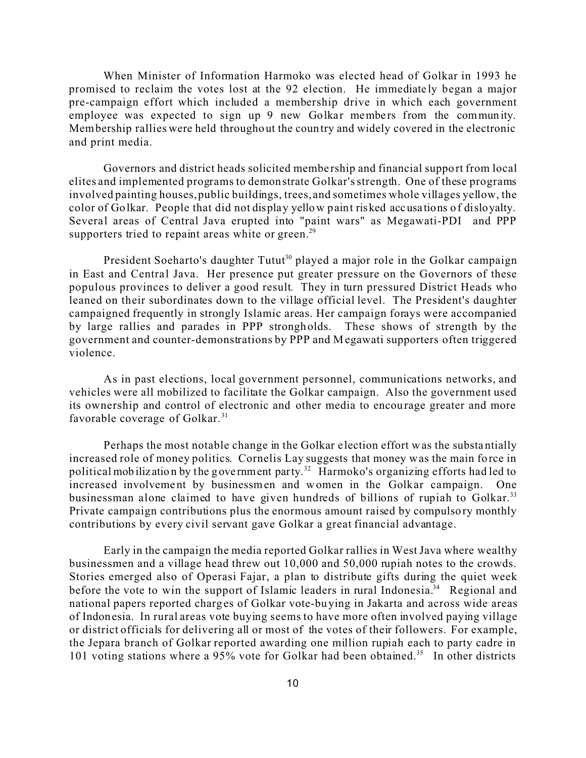When Minister of Information Harmoko was elected head of Golkar in 1993 he promised to reclaim the votes lost at the 92 election. He immediately began a major pre-campaign effort which included a membership drive in which each government employee was expected to sign up 9 new Golkar members from the community. Membership rallies were held throughout the country and widely covered in the electronic and print media.

Governors and district heads solicited membership and financial support from local elites and implemented programs to demonstrate Golkar's strength. One of these programs involved painting houses, public buildings, trees, and sometimes whole villages yellow, the color of Golkar. People that did not display yellow paint risked accusations of disloyalty. Several areas of Central Java erupted into "paint wars" as Megawati-PDI and PPP supporters tried to repaint areas white or green.[29]

President Soeharto's daughter Tutut[30] played a major role in the Golkar campaign in East and Central Java. Her presence put greater pressure on the Governors of these populous provinces to deliver a good result. They in turn pressured District Heads who leaned on their subordinates down to the village official level. The President's daughter campaigned frequently in strongly Islamic areas. Her campaign forays were accompanied by large rallies and parades in PPP strongholds. These shows of strength by the government and counter-demonstrations by PPP and Megawati supporters often triggered violence.

As in past elections, local government personnel, communications networks, and vehicles were all mobilized to facilitate the Golkar campaign. Also the government used its ownership and control of electronic and other media to encourage greater and more favorable coverage of Golkar.[31]

Perhaps the most notable change in the Golkar election effort was the substantially increased role of money politics. Cornelis Lay suggests that money was the main force in political mobilization by the government party.[32] Harmoko's organizing efforts had led to increased involvement by businessmen and women in the Golkar campaign. One businessman alone claimed to have given hundreds of billions of rupiah to Golkar.[33] Private campaign contributions plus the enormous amount raised by compulsory monthly contributions by every civil servant gave Golkar a great financial advantage.

Early in the campaign the media reported Golkar rallies in West Java where wealthy businessmen and a village head threw out 10,000 and 50,000 rupiah notes to the crowds. Stories emerged also of Operasi Fajar, a plan to distribute gifts during the quiet week before the vote to win the support of Islamic leaders in rural Indonesia.[34] Regional and national papers reported charges of Golkar vote-buying in Jakarta and across wide areas of Indonesia. In rural areas vote buying seems to have more often involved paying village or district officials for delivering all or most of the votes of their followers. For example, the Jepara branch of Golkar reported awarding one million rupiah each to party cadre in 101 voting stations where a 95% vote for Golkar had been obtained.[35] In other districts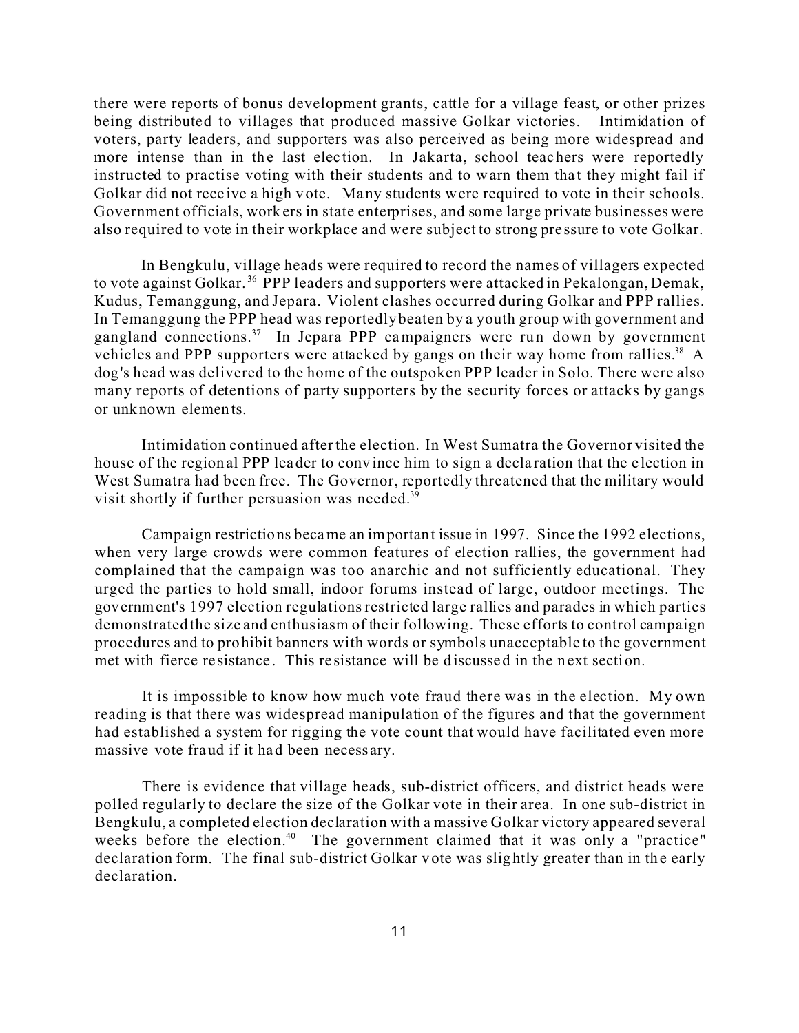there were reports of bonus development grants, cattle for a village feast, or other prizes being distributed to villages that produced massive Golkar victories. Intimidation of voters, party leaders, and supporters was also perceived as being more widespread and more intense than in the last election. In Jakarta, school teachers were reportedly instructed to practise voting with their students and to warn them that they might fail if Golkar did not receive a high vote. Many students were required to vote in their schools. Government officials, workers in state enterprises, and some large private businesses were also required to vote in their workplace and were subject to strong pressure to vote Golkar.

In Bengkulu, village heads were required to record the names of villagers expected to vote against Golkar.[36] PPP leaders and supporters were attacked in Pekalongan, Demak, Kudus, Temanggung, and Jepara. Violent clashes occurred during Golkar and PPP rallies. In Temanggung the PPP head was reportedly beaten by a youth group with government and gangland connections.[37] In Jepara PPP campaigners were run down by government vehicles and PPP supporters were attacked by gangs on their way home from rallies.[38] A dog's head was delivered to the home of the outspoken PPP leader in Solo. There were also many reports of detentions of party supporters by the security forces or attacks by gangs or unknown elements.

Intimidation continued after the election. In West Sumatra the Governor visited the house of the regional PPP leader to convince him to sign a declaration that the election in West Sumatra had been free. The Governor, reportedly threatened that the military would visit shortly if further persuasion was needed.[39]

Campaign restrictions became an important issue in 1997. Since the 1992 elections, when very large crowds were common features of election rallies, the government had complained that the campaign was too anarchic and not sufficiently educational. They urged the parties to hold small, indoor forums instead of large, outdoor meetings. The government's 1997 election regulations restricted large rallies and parades in which parties demonstrated the size and enthusiasm of their following. These efforts to control campaign procedures and to prohibit banners with words or symbols unacceptable to the government met with fierce resistance. This resistance will be discussed in the next section.

It is impossible to know how much vote fraud there was in the election. My own reading is that there was widespread manipulation of the figures and that the government had established a system for rigging the vote count that would have facilitated even more massive vote fraud if it had been necessary.

There is evidence that village heads, sub-district officers, and district heads were polled regularly to declare the size of the Golkar vote in their area. In one sub-district in Bengkulu, a completed election declaration with a massive Golkar victory appeared several weeks before the election.[40] The government claimed that it was only a "practice" declaration form. The final sub-district Golkar vote was slightly greater than in the early declaration.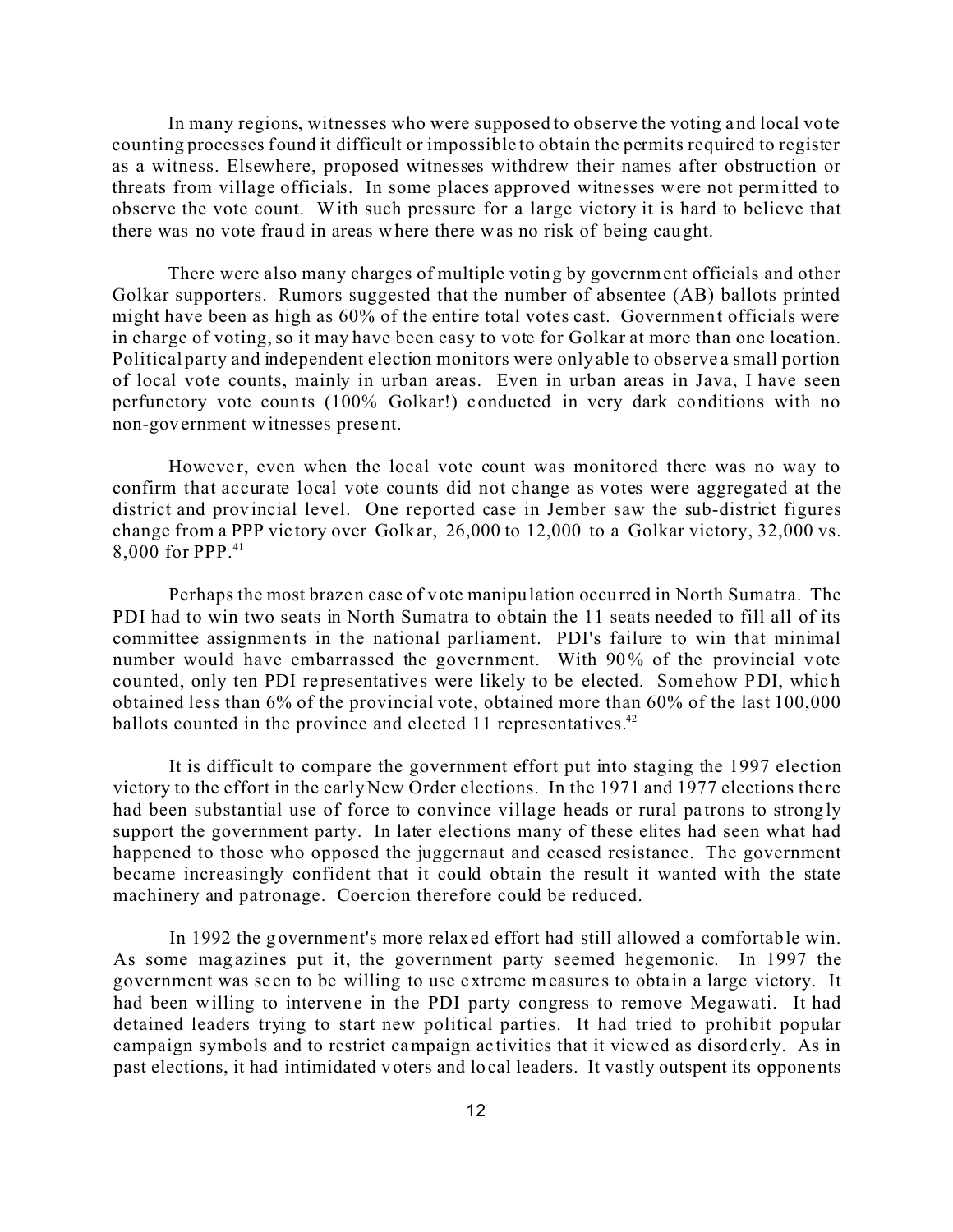In many regions, witnesses who were supposed to observe the voting and local vote counting processes found it difficult or impossible to obtain the permits required to register as a witness. Elsewhere, proposed witnesses withdrew their names after obstruction or threats from village officials. In some places approved witnesses were not permitted to observe the vote count. With such pressure for a large victory it is hard to believe that there was no vote fraud in areas where there was no risk of being caught.

There were also many charges of multiple voting by government officials and other Golkar supporters. Rumors suggested that the number of absentee (AB) ballots printed might have been as high as 60% of the entire total votes cast. Government officials were in charge of voting, so it may have been easy to vote for Golkar at more than one location. Political party and independent election monitors were only able to observe a small portion of local vote counts, mainly in urban areas. Even in urban areas in Java, I have seen perfunctory vote counts (100% Golkar!) conducted in very dark conditions with no non-government witnesses present.

However, even when the local vote count was monitored there was no way to confirm that accurate local vote counts did not change as votes were aggregated at the district and provincial level. One reported case in Jember saw the sub-district figures change from a PPP victory over Golkar, 26,000 to 12,000 to a Golkar victory, 32,000 vs. 8,000 for PPP.[41]

Perhaps the most brazen case of vote manipulation occurred in North Sumatra. The PDI had to win two seats in North Sumatra to obtain the 11 seats needed to fill all of its committee assignments in the national parliament. PDI's failure to win that minimal number would have embarrassed the government. With 90% of the provincial vote counted, only ten PDI representatives were likely to be elected. Somehow PDI, which obtained less than 6% of the provincial vote, obtained more than 60% of the last 100,000 ballots counted in the province and elected 11 representatives.[42]

It is difficult to compare the government effort put into staging the 1997 election victory to the effort in the early New Order elections. In the 1971 and 1977 elections there had been substantial use of force to convince village heads or rural patrons to strongly support the government party. In later elections many of these elites had seen what had happened to those who opposed the juggernaut and ceased resistance. The government became increasingly confident that it could obtain the result it wanted with the state machinery and patronage. Coercion therefore could be reduced.

In 1992 the government's more relaxed effort had still allowed a comfortable win. As some magazines put it, the government party seemed hegemonic. In 1997 the government was seen to be willing to use extreme measures to obtain a large victory. It had been willing to intervene in the PDI party congress to remove Megawati. It had detained leaders trying to start new political parties. It had tried to prohibit popular campaign symbols and to restrict campaign activities that it viewed as disorderly. As in past elections, it had intimidated voters and local leaders. It vastly outspent its opponents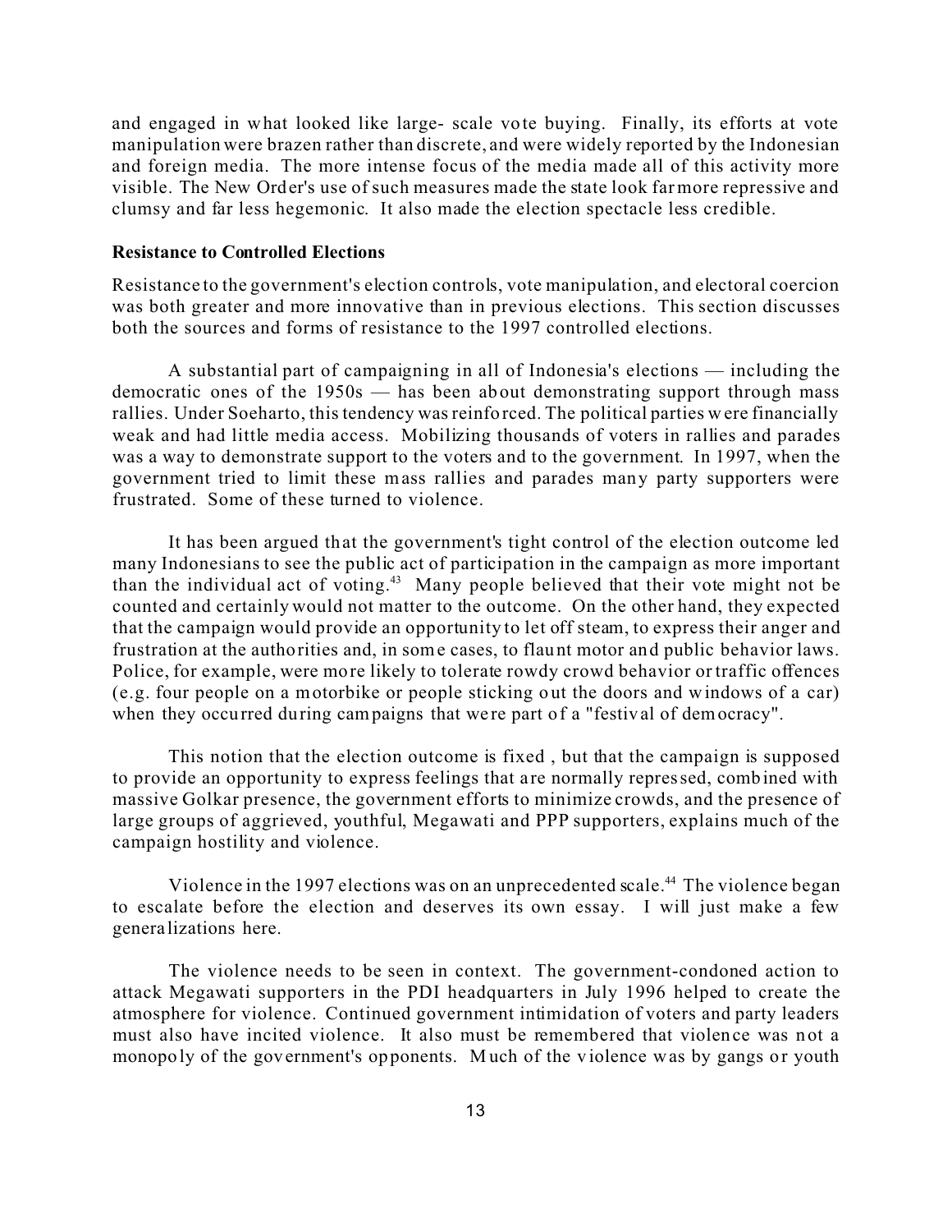and engaged in what looked like large- scale vote buying. Finally, its efforts at vote manipulation were brazen rather than discrete, and were widely reported by the Indonesian and foreign media. The more intense focus of the media made all of this activity more visible. The New Order's use of such measures made the state look far more repressive and clumsy and far less hegemonic. It also made the election spectacle less credible.

**Resistance to Controlled Elections**

Resistance to the government's election controls, vote manipulation, and electoral coercion was both greater and more innovative than in previous elections. This section discusses both the sources and forms of resistance to the 1997 controlled elections.

A substantial part of campaigning in all of Indonesia's elections — including the democratic ones of the 1950s — has been about demonstrating support through mass rallies. Under Soeharto, this tendency was reinforced. The political parties were financially weak and had little media access. Mobilizing thousands of voters in rallies and parades was a way to demonstrate support to the voters and to the government. In 1997, when the government tried to limit these mass rallies and parades many party supporters were frustrated. Some of these turned to violence.

It has been argued that the government's tight control of the election outcome led many Indonesians to see the public act of participation in the campaign as more important than the individual act of voting.[43] Many people believed that their vote might not be counted and certainly would not matter to the outcome. On the other hand, they expected that the campaign would provide an opportunity to let off steam, to express their anger and frustration at the authorities and, in some cases, to flaunt motor and public behavior laws. Police, for example, were more likely to tolerate rowdy crowd behavior or traffic offences (e.g. four people on a motorbike or people sticking out the doors and windows of a car) when they occurred during campaigns that were part of a "festival of democracy".

This notion that the election outcome is fixed , but that the campaign is supposed to provide an opportunity to express feelings that are normally repressed, combined with massive Golkar presence, the government efforts to minimize crowds, and the presence of large groups of aggrieved, youthful, Megawati and PPP supporters, explains much of the campaign hostility and violence.

Violence in the 1997 elections was on an unprecedented scale.[44] The violence began to escalate before the election and deserves its own essay. I will just make a few generalizations here.

The violence needs to be seen in context. The government-condoned action to attack Megawati supporters in the PDI headquarters in July 1996 helped to create the atmosphere for violence. Continued government intimidation of voters and party leaders must also have incited violence. It also must be remembered that violence was not a monopoly of the government's opponents. Much of the violence was by gangs or youth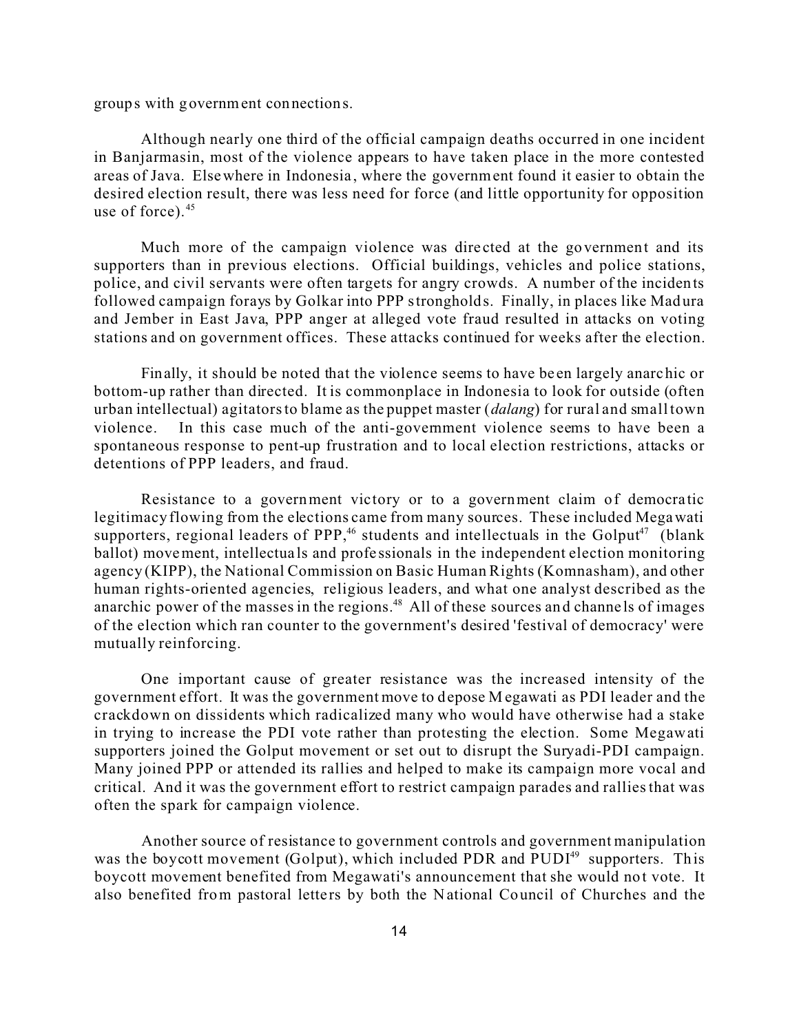groups with government connections.

Although nearly one third of the official campaign deaths occurred in one incident in Banjarmasin, most of the violence appears to have taken place in the more contested areas of Java. Elsewhere in Indonesia, where the government found it easier to obtain the desired election result, there was less need for force (and little opportunity for opposition use of force).[45]

Much more of the campaign violence was directed at the government and its supporters than in previous elections. Official buildings, vehicles and police stations, police, and civil servants were often targets for angry crowds. A number of the incidents followed campaign forays by Golkar into PPP strongholds. Finally, in places like Madura and Jember in East Java, PPP anger at alleged vote fraud resulted in attacks on voting stations and on government offices. These attacks continued for weeks after the election.

Finally, it should be noted that the violence seems to have been largely anarchic or bottom-up rather than directed. It is commonplace in Indonesia to look for outside (often urban intellectual) agitators to blame as the puppet master (*dalang*) for rural and small town violence. In this case much of the anti-government violence seems to have been a spontaneous response to pent-up frustration and to local election restrictions, attacks or detentions of PPP leaders, and fraud.

Resistance to a government victory or to a government claim of democratic legitimacy flowing from the elections came from many sources. These included Megawati supporters, regional leaders of PPP,[46] students and intellectuals in the Golput[47] (blank ballot) movement, intellectuals and professionals in the independent election monitoring agency (KIPP), the National Commission on Basic Human Rights (Komnasham), and other human rights-oriented agencies, religious leaders, and what one analyst described as the anarchic power of the masses in the regions.[48] All of these sources and channels of images of the election which ran counter to the government's desired 'festival of democracy' were mutually reinforcing.

One important cause of greater resistance was the increased intensity of the government effort. It was the government move to depose Megawati as PDI leader and the crackdown on dissidents which radicalized many who would have otherwise had a stake in trying to increase the PDI vote rather than protesting the election. Some Megawati supporters joined the Golput movement or set out to disrupt the Suryadi-PDI campaign. Many joined PPP or attended its rallies and helped to make its campaign more vocal and critical. And it was the government effort to restrict campaign parades and rallies that was often the spark for campaign violence.

Another source of resistance to government controls and government manipulation was the boycott movement (Golput), which included PDR and PUDI[49] supporters. This boycott movement benefited from Megawati's announcement that she would not vote. It also benefited from pastoral letters by both the National Council of Churches and the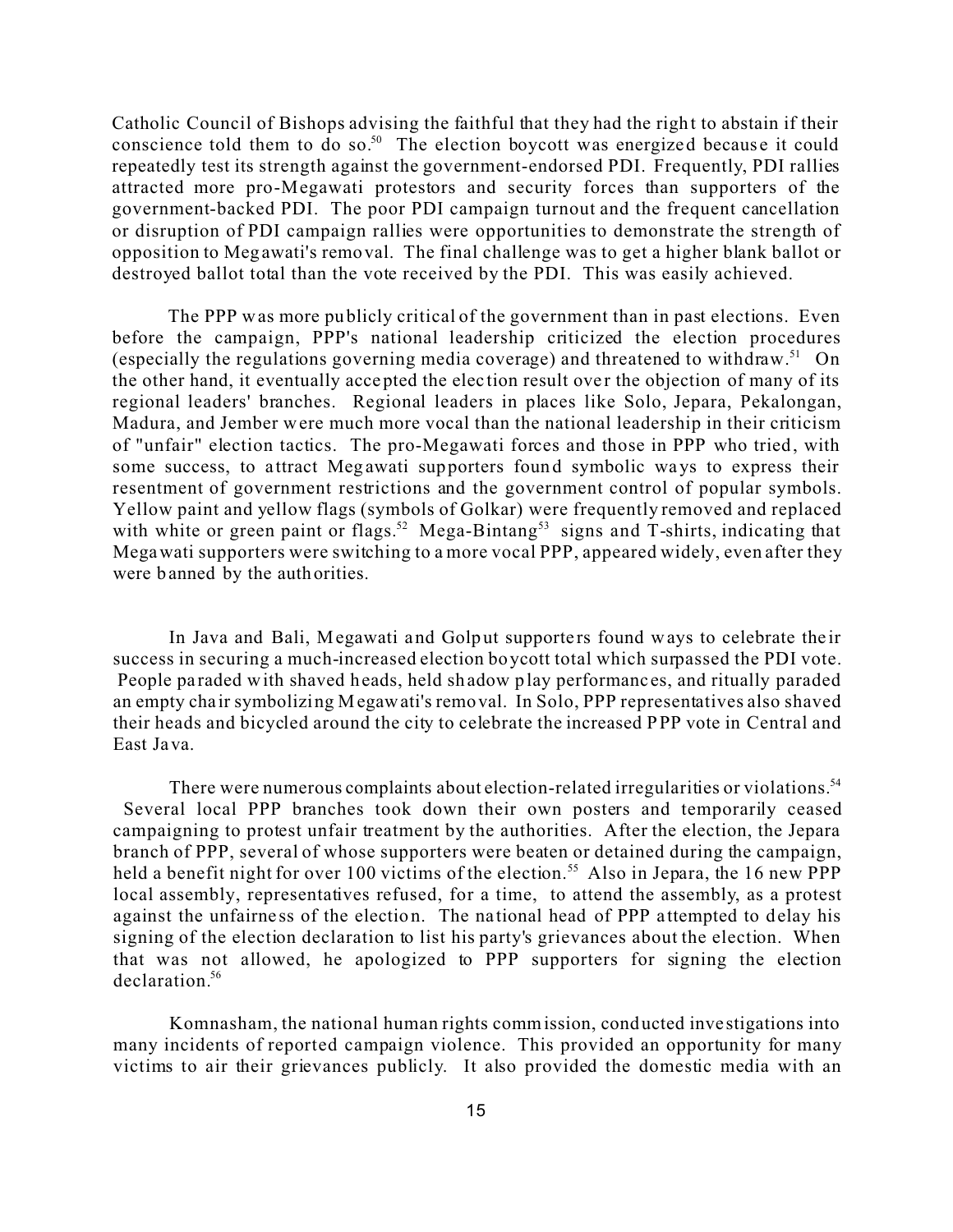Catholic Council of Bishops advising the faithful that they had the right to abstain if their conscience told them to do so.[50] The election boycott was energized because it could repeatedly test its strength against the government-endorsed PDI. Frequently, PDI rallies attracted more pro-Megawati protestors and security forces than supporters of the government-backed PDI. The poor PDI campaign turnout and the frequent cancellation or disruption of PDI campaign rallies were opportunities to demonstrate the strength of opposition to Megawati's removal. The final challenge was to get a higher blank ballot or destroyed ballot total than the vote received by the PDI. This was easily achieved.

The PPP was more publicly critical of the government than in past elections. Even before the campaign, PPP's national leadership criticized the election procedures (especially the regulations governing media coverage) and threatened to withdraw.[51] On the other hand, it eventually accepted the election result over the objection of many of its regional leaders' branches. Regional leaders in places like Solo, Jepara, Pekalongan, Madura, and Jember were much more vocal than the national leadership in their criticism of "unfair" election tactics. The pro-Megawati forces and those in PPP who tried, with some success, to attract Megawati supporters found symbolic ways to express their resentment of government restrictions and the government control of popular symbols. Yellow paint and yellow flags (symbols of Golkar) were frequently removed and replaced with white or green paint or flags.[52] Mega-Bintang[53] signs and T-shirts, indicating that Megawati supporters were switching to a more vocal PPP, appeared widely, even after they were banned by the authorities.

In Java and Bali, Megawati and Golput supporters found ways to celebrate their success in securing a much-increased election boycott total which surpassed the PDI vote. People paraded with shaved heads, held shadow play performances, and ritually paraded an empty chair symbolizing Megawati's removal. In Solo, PPP representatives also shaved their heads and bicycled around the city to celebrate the increased PPP vote in Central and East Java.

There were numerous complaints about election-related irregularities or violations.[54] Several local PPP branches took down their own posters and temporarily ceased campaigning to protest unfair treatment by the authorities. After the election, the Jepara branch of PPP, several of whose supporters were beaten or detained during the campaign, held a benefit night for over 100 victims of the election.[55] Also in Jepara, the 16 new PPP local assembly, representatives refused, for a time, to attend the assembly, as a protest against the unfairness of the election. The national head of PPP attempted to delay his signing of the election declaration to list his party's grievances about the election. When that was not allowed, he apologized to PPP supporters for signing the election declaration.[56]

Komnasham, the national human rights commission, conducted investigations into many incidents of reported campaign violence. This provided an opportunity for many victims to air their grievances publicly. It also provided the domestic media with an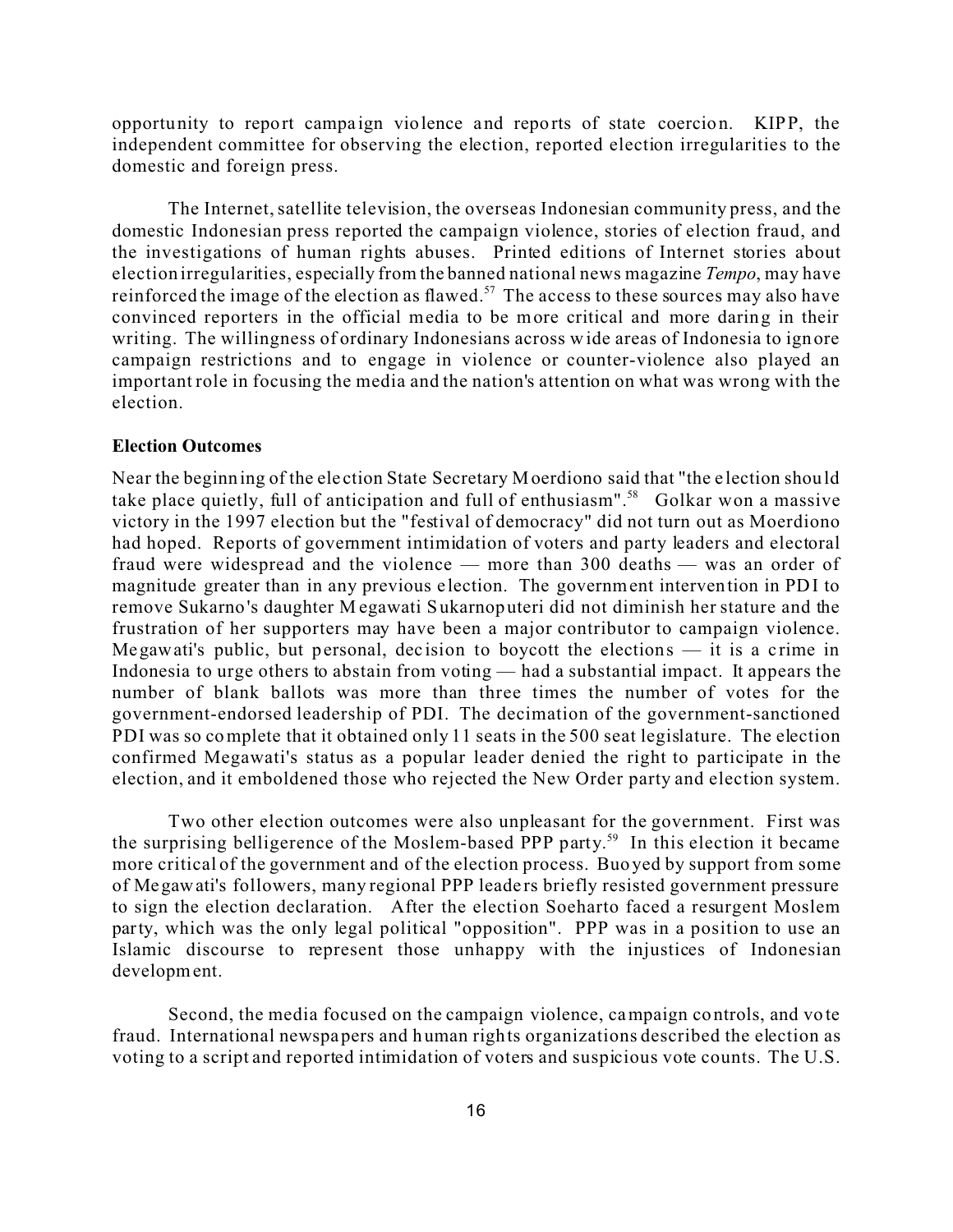opportunity to report campaign violence and reports of state coercion. KIPP, the independent committee for observing the election, reported election irregularities to the domestic and foreign press.

The Internet, satellite television, the overseas Indonesian community press, and the domestic Indonesian press reported the campaign violence, stories of election fraud, and the investigations of human rights abuses. Printed editions of Internet stories about election irregularities, especially from the banned national news magazine *Tempo*, may have reinforced the image of the election as flawed.[57] The access to these sources may also have convinced reporters in the official media to be more critical and more daring in their writing. The willingness of ordinary Indonesians across wide areas of Indonesia to ignore campaign restrictions and to engage in violence or counter-violence also played an important role in focusing the media and the nation's attention on what was wrong with the election.

**Election Outcomes**

Near the beginning of the election State Secretary Moerdiono said that "the election should take place quietly, full of anticipation and full of enthusiasm".[58] Golkar won a massive victory in the 1997 election but the "festival of democracy" did not turn out as Moerdiono had hoped. Reports of government intimidation of voters and party leaders and electoral fraud were widespread and the violence — more than 300 deaths — was an order of magnitude greater than in any previous election. The government intervention in PDI to remove Sukarno's daughter Megawati Sukarnoputeri did not diminish her stature and the frustration of her supporters may have been a major contributor to campaign violence. Megawati's public, but personal, decision to boycott the elections — it is a crime in Indonesia to urge others to abstain from voting — had a substantial impact. It appears the number of blank ballots was more than three times the number of votes for the government-endorsed leadership of PDI. The decimation of the government-sanctioned PDI was so complete that it obtained only 11 seats in the 500 seat legislature. The election confirmed Megawati's status as a popular leader denied the right to participate in the election, and it emboldened those who rejected the New Order party and election system.

Two other election outcomes were also unpleasant for the government. First was the surprising belligerence of the Moslem-based PPP party.[59] In this election it became more critical of the government and of the election process. Buoyed by support from some of Megawati's followers, many regional PPP leaders briefly resisted government pressure to sign the election declaration. After the election Soeharto faced a resurgent Moslem party, which was the only legal political "opposition". PPP was in a position to use an Islamic discourse to represent those unhappy with the injustices of Indonesian development.

Second, the media focused on the campaign violence, campaign controls, and vote fraud. International newspapers and human rights organizations described the election as voting to a script and reported intimidation of voters and suspicious vote counts. The U.S.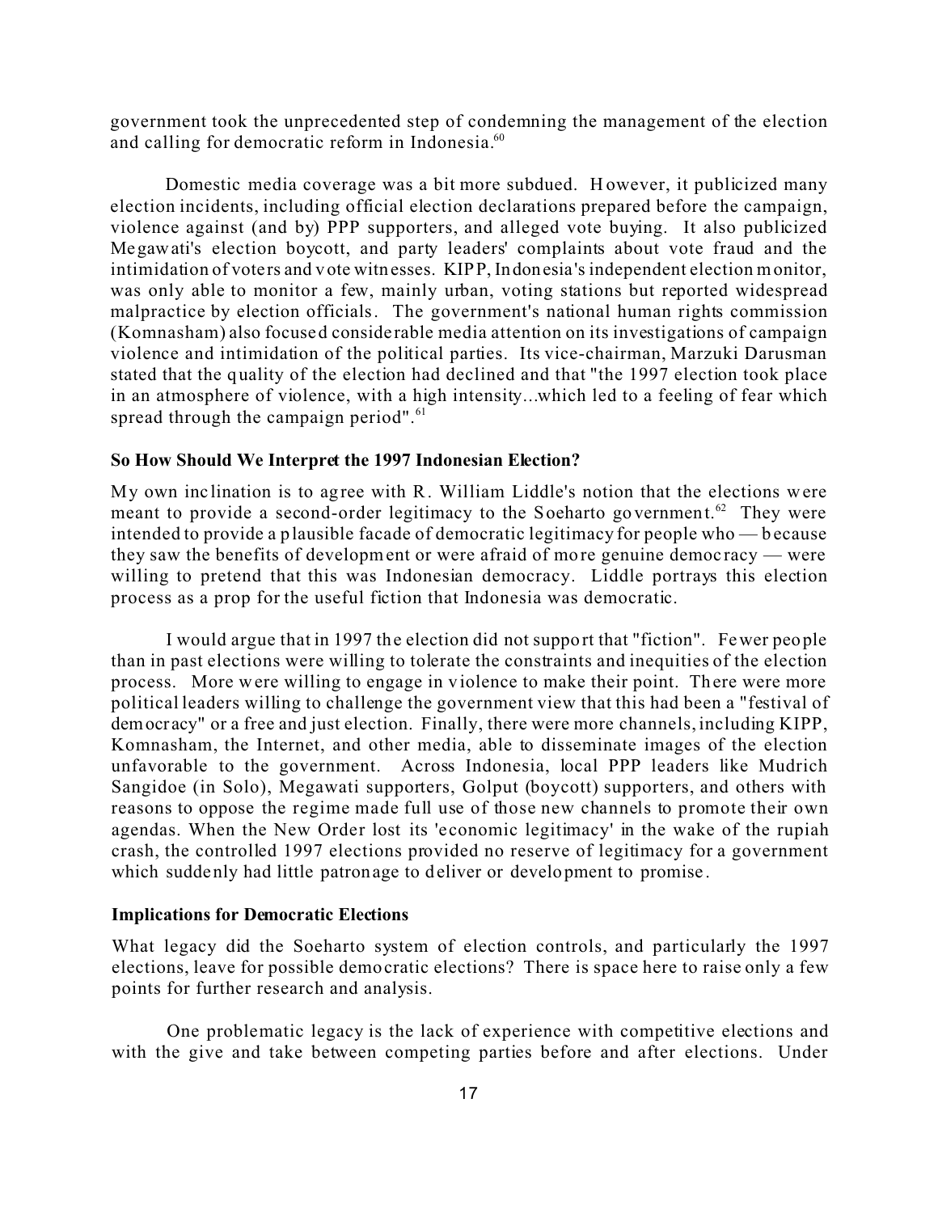government took the unprecedented step of condemning the management of the election and calling for democratic reform in Indonesia.[60]

Domestic media coverage was a bit more subdued. However, it publicized many election incidents, including official election declarations prepared before the campaign, violence against (and by) PPP supporters, and alleged vote buying. It also publicized Megawati's election boycott, and party leaders' complaints about vote fraud and the intimidation of voters and vote witnesses. KIPP, Indonesia's independent election monitor, was only able to monitor a few, mainly urban, voting stations but reported widespread malpractice by election officials. The government's national human rights commission (Komnasham) also focused considerable media attention on its investigations of campaign violence and intimidation of the political parties. Its vice-chairman, Marzuki Darusman stated that the quality of the election had declined and that "the 1997 election took place in an atmosphere of violence, with a high intensity...which led to a feeling of fear which spread through the campaign period".[61]

**So How Should We Interpret the 1997 Indonesian Election?**

My own inclination is to agree with R. William Liddle's notion that the elections were meant to provide a second-order legitimacy to the Soeharto government.[62] They were intended to provide a plausible facade of democratic legitimacy for people who — because they saw the benefits of development or were afraid of more genuine democracy — were willing to pretend that this was Indonesian democracy. Liddle portrays this election process as a prop for the useful fiction that Indonesia was democratic.

I would argue that in 1997 the election did not support that "fiction". Fewer people than in past elections were willing to tolerate the constraints and inequities of the election process. More were willing to engage in violence to make their point. There were more political leaders willing to challenge the government view that this had been a "festival of democracy" or a free and just election. Finally, there were more channels, including KIPP, Komnasham, the Internet, and other media, able to disseminate images of the election unfavorable to the government. Across Indonesia, local PPP leaders like Mudrich Sangidoe (in Solo), Megawati supporters, Golput (boycott) supporters, and others with reasons to oppose the regime made full use of those new channels to promote their own agendas. When the New Order lost its 'economic legitimacy' in the wake of the rupiah crash, the controlled 1997 elections provided no reserve of legitimacy for a government which suddenly had little patronage to deliver or development to promise.

**Implications for Democratic Elections**

What legacy did the Soeharto system of election controls, and particularly the 1997 elections, leave for possible democratic elections? There is space here to raise only a few points for further research and analysis.

One problematic legacy is the lack of experience with competitive elections and with the give and take between competing parties before and after elections. Under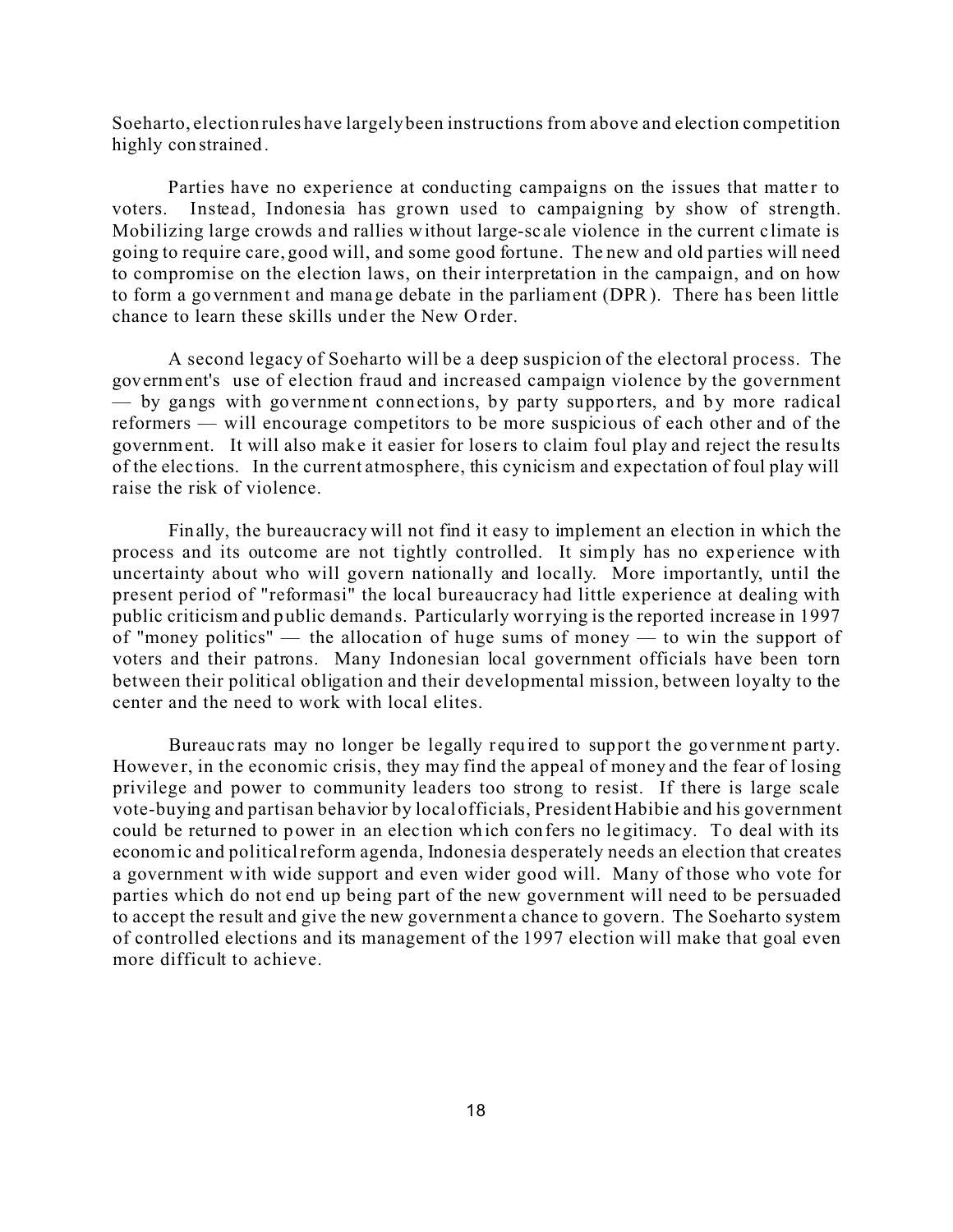Soeharto, election rules have largely been instructions from above and election competition highly constrained.

Parties have no experience at conducting campaigns on the issues that matter to voters. Instead, Indonesia has grown used to campaigning by show of strength. Mobilizing large crowds and rallies without large-scale violence in the current climate is going to require care, good will, and some good fortune. The new and old parties will need to compromise on the election laws, on their interpretation in the campaign, and on how to form a government and manage debate in the parliament (DPR). There has been little chance to learn these skills under the New Order.

A second legacy of Soeharto will be a deep suspicion of the electoral process. The government's use of election fraud and increased campaign violence by the government — by gangs with government connections, by party supporters, and by more radical reformers — will encourage competitors to be more suspicious of each other and of the government. It will also make it easier for losers to claim foul play and reject the results of the elections. In the current atmosphere, this cynicism and expectation of foul play will raise the risk of violence.

Finally, the bureaucracy will not find it easy to implement an election in which the process and its outcome are not tightly controlled. It simply has no experience with uncertainty about who will govern nationally and locally. More importantly, until the present period of "reformasi" the local bureaucracy had little experience at dealing with public criticism and public demands. Particularly worrying is the reported increase in 1997 of "money politics" — the allocation of huge sums of money — to win the support of voters and their patrons. Many Indonesian local government officials have been torn between their political obligation and their developmental mission, between loyalty to the center and the need to work with local elites.

Bureaucrats may no longer be legally required to support the government party. However, in the economic crisis, they may find the appeal of money and the fear of losing privilege and power to community leaders too strong to resist. If there is large scale vote-buying and partisan behavior by local officials, President Habibie and his government could be returned to power in an election which confers no legitimacy. To deal with its economic and political reform agenda, Indonesia desperately needs an election that creates a government with wide support and even wider good will. Many of those who vote for parties which do not end up being part of the new government will need to be persuaded to accept the result and give the new government a chance to govern. The Soeharto system of controlled elections and its management of the 1997 election will make that goal even more difficult to achieve.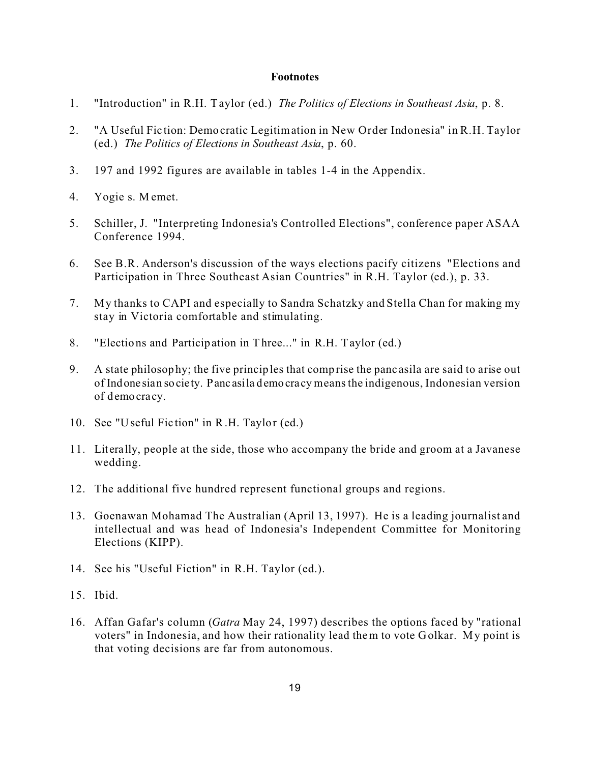**Footnotes**

1. "Introduction" in R.H. Taylor (ed.) *The Politics of Elections in Southeast Asia*, p. 8.

2. "A Useful Fiction: Democratic Legitimation in New Order Indonesia" in R.H. Taylor (ed.) *The Politics of Elections in Southeast Asia*, p. 60.

3. 197 and 1992 figures are available in tables 1-4 in the Appendix.

4. Yogie s. Memet.

5. Schiller, J. "Interpreting Indonesia's Controlled Elections", conference paper ASAA Conference 1994.

6. See B.R. Anderson's discussion of the ways elections pacify citizens "Elections and Participation in Three Southeast Asian Countries" in R.H. Taylor (ed.), p. 33.

7. My thanks to CAPI and especially to Sandra Schatzky and Stella Chan for making my stay in Victoria comfortable and stimulating.

8. "Elections and Participation in Three..." in R.H. Taylor (ed.)

9. A state philosophy; the five principles that comprise the pancasila are said to arise out of Indonesian society. Pancasila democracy means the indigenous, Indonesian version of democracy.

10. See "Useful Fiction" in R.H. Taylor (ed.)

11. Literally, people at the side, those who accompany the bride and groom at a Javanese wedding.

12. The additional five hundred represent functional groups and regions.

13. Goenawan Mohamad The Australian (April 13, 1997). He is a leading journalist and intellectual and was head of Indonesia's Independent Committee for Monitoring Elections (KIPP).

14. See his "Useful Fiction" in R.H. Taylor (ed.).

15. Ibid.

16. Affan Gafar's column (*Gatra* May 24, 1997) describes the options faced by "rational voters" in Indonesia, and how their rationality lead them to vote Golkar. My point is that voting decisions are far from autonomous.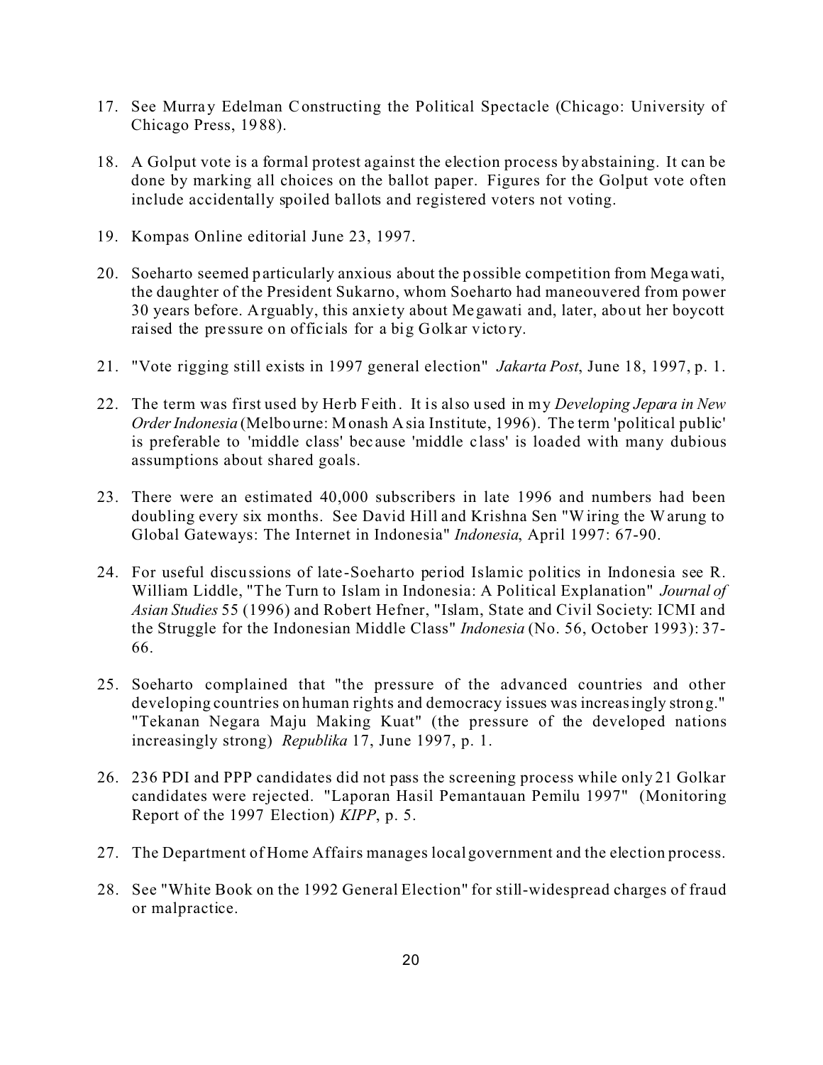17. See Murray Edelman Constructing the Political Spectacle (Chicago: University of Chicago Press, 1988).

18. A Golput vote is a formal protest against the election process by abstaining. It can be done by marking all choices on the ballot paper. Figures for the Golput vote often include accidentally spoiled ballots and registered voters not voting.

19. Kompas Online editorial June 23, 1997.

20. Soeharto seemed particularly anxious about the possible competition from Megawati, the daughter of the President Sukarno, whom Soeharto had maneouvered from power 30 years before. Arguably, this anxiety about Megawati and, later, about her boycott raised the pressure on officials for a big Golkar victory.

21. "Vote rigging still exists in 1997 general election" *Jakarta Post*, June 18, 1997, p. 1.

22. The term was first used by Herb Feith. It is also used in my *Developing Jepara in New Order Indonesia* (Melbourne: Monash Asia Institute, 1996). The term 'political public' is preferable to 'middle class' because 'middle class' is loaded with many dubious assumptions about shared goals.

23. There were an estimated 40,000 subscribers in late 1996 and numbers had been doubling every six months. See David Hill and Krishna Sen "Wiring the Warung to Global Gateways: The Internet in Indonesia" *Indonesia*, April 1997: 67-90.

24. For useful discussions of late-Soeharto period Islamic politics in Indonesia see R. William Liddle, "The Turn to Islam in Indonesia: A Political Explanation" *Journal of Asian Studies* 55 (1996) and Robert Hefner, "Islam, State and Civil Society: ICMI and the Struggle for the Indonesian Middle Class" *Indonesia* (No. 56, October 1993): 37-66.

25. Soeharto complained that "the pressure of the advanced countries and other developing countries on human rights and democracy issues was increasingly strong." "Tekanan Negara Maju Making Kuat" (the pressure of the developed nations increasingly strong) *Republika* 17, June 1997, p. 1.

26. 236 PDI and PPP candidates did not pass the screening process while only 21 Golkar candidates were rejected. "Laporan Hasil Pemantauan Pemilu 1997" (Monitoring Report of the 1997 Election) *KIPP*, p. 5.

27. The Department of Home Affairs manages local government and the election process.

28. See "White Book on the 1992 General Election" for still-widespread charges of fraud or malpractice.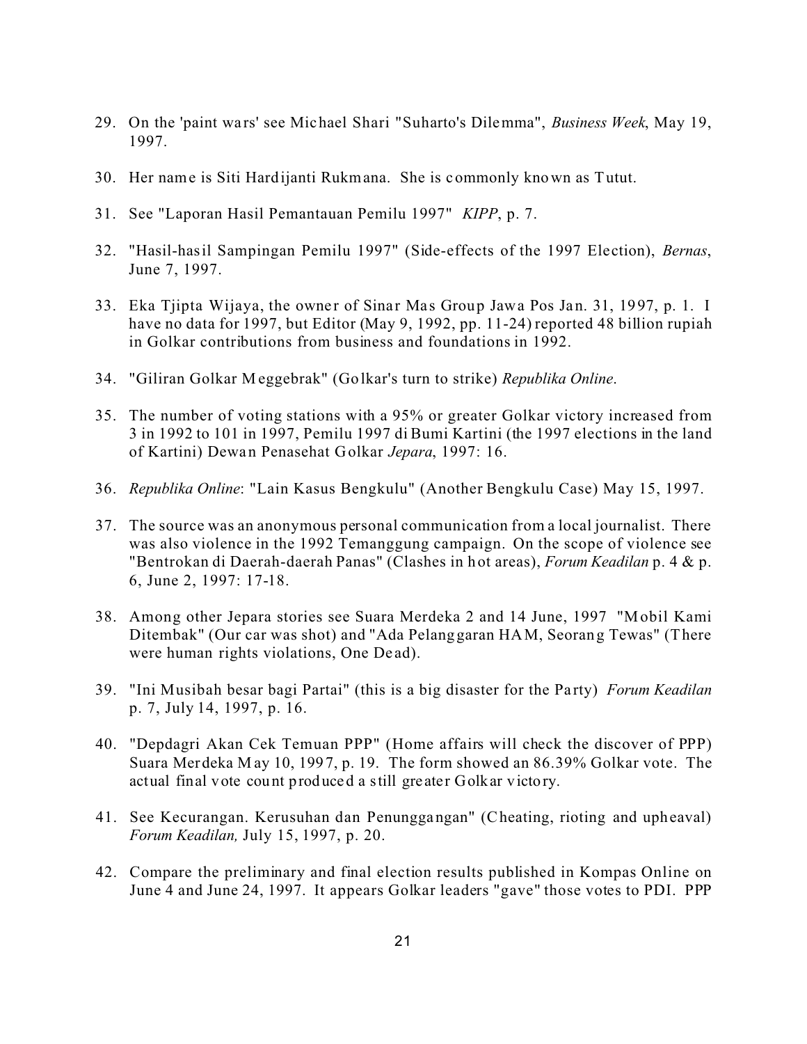29. On the 'paint wars' see Michael Shari "Suharto's Dilemma", *Business Week*, May 19, 1997.

30. Her name is Siti Hardijanti Rukmana. She is commonly known as Tutut.

31. See "Laporan Hasil Pemantauan Pemilu 1997" *KIPP*, p. 7.

32. "Hasil-hasil Sampingan Pemilu 1997" (Side-effects of the 1997 Election), *Bernas*, June 7, 1997.

33. Eka Tjipta Wijaya, the owner of Sinar Mas Group Jawa Pos Jan. 31, 1997, p. 1. I have no data for 1997, but Editor (May 9, 1992, pp. 11-24) reported 48 billion rupiah in Golkar contributions from business and foundations in 1992.

34. "Giliran Golkar Meggebrak" (Golkar's turn to strike) *Republika Online*.

35. The number of voting stations with a 95% or greater Golkar victory increased from 3 in 1992 to 101 in 1997, Pemilu 1997 di Bumi Kartini (the 1997 elections in the land of Kartini) Dewan Penasehat Golkar *Jepara*, 1997: 16.

36. *Republika Online*: "Lain Kasus Bengkulu" (Another Bengkulu Case) May 15, 1997.

37. The source was an anonymous personal communication from a local journalist. There was also violence in the 1992 Temanggung campaign. On the scope of violence see "Bentrokan di Daerah-daerah Panas" (Clashes in hot areas), *Forum Keadilan* p. 4 & p. 6, June 2, 1997: 17-18.

38. Among other Jepara stories see Suara Merdeka 2 and 14 June, 1997 "Mobil Kami Ditembak" (Our car was shot) and "Ada Pelanggaran HAM, Seorang Tewas" (There were human rights violations, One Dead).

39. "Ini Musibah besar bagi Partai" (this is a big disaster for the Party) *Forum Keadilan* p. 7, July 14, 1997, p. 16.

40. "Depdagri Akan Cek Temuan PPP" (Home affairs will check the discover of PPP) Suara Merdeka May 10, 1997, p. 19. The form showed an 86.39% Golkar vote. The actual final vote count produced a still greater Golkar victory.

41. See Kecurangan. Kerusuhan dan Penunggangan" (Cheating, rioting and upheaval) *Forum Keadilan,* July 15, 1997, p. 20.

42. Compare the preliminary and final election results published in Kompas Online on June 4 and June 24, 1997. It appears Golkar leaders "gave" those votes to PDI. PPP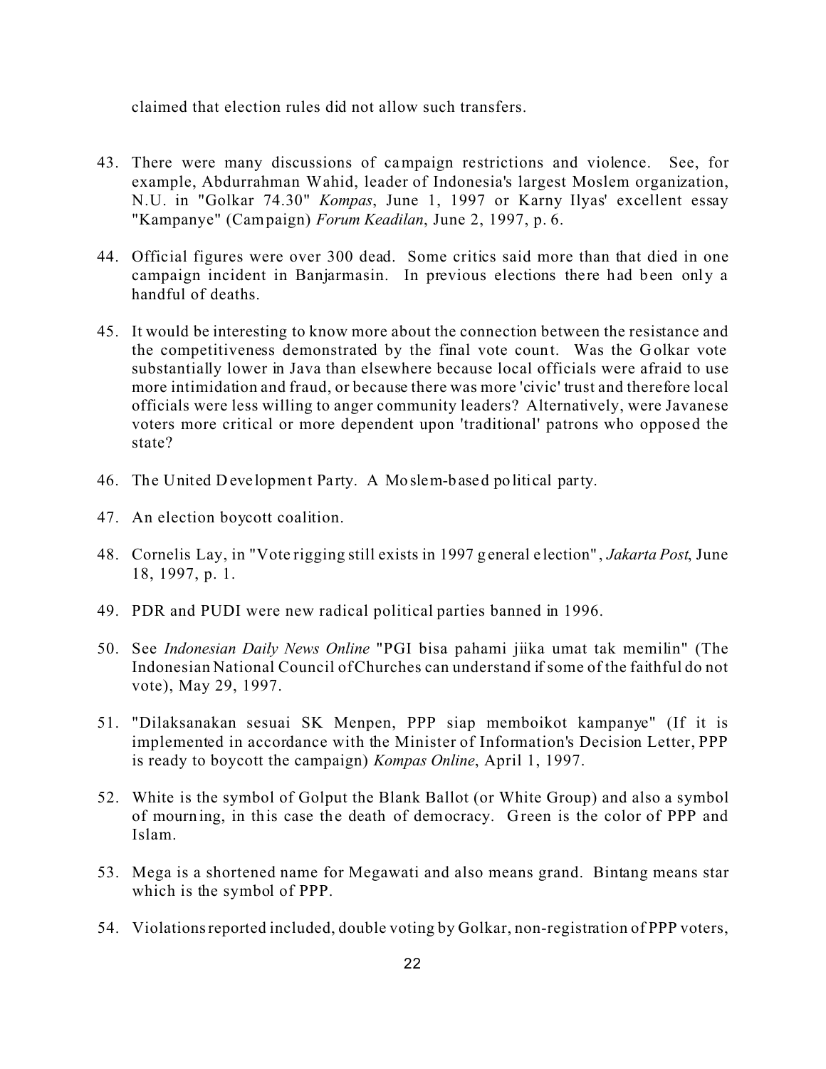claimed that election rules did not allow such transfers.

43. There were many discussions of campaign restrictions and violence. See, for example, Abdurrahman Wahid, leader of Indonesia's largest Moslem organization, N.U. in "Golkar 74.30" *Kompas*, June 1, 1997 or Karny Ilyas' excellent essay "Kampanye" (Campaign) *Forum Keadilan*, June 2, 1997, p. 6.

44. Official figures were over 300 dead. Some critics said more than that died in one campaign incident in Banjarmasin. In previous elections there had been only a handful of deaths.

45. It would be interesting to know more about the connection between the resistance and the competitiveness demonstrated by the final vote count. Was the Golkar vote substantially lower in Java than elsewhere because local officials were afraid to use more intimidation and fraud, or because there was more 'civic' trust and therefore local officials were less willing to anger community leaders? Alternatively, were Javanese voters more critical or more dependent upon 'traditional' patrons who opposed the state?

46. The United Development Party. A Moslem-based political party.

47. An election boycott coalition.

48. Cornelis Lay, in "Vote rigging still exists in 1997 general election", *Jakarta Post*, June 18, 1997, p. 1.

49. PDR and PUDI were new radical political parties banned in 1996.

50. See *Indonesian Daily News Online* "PGI bisa pahami jiika umat tak memilin" (The Indonesian National Council of Churches can understand if some of the faithful do not vote), May 29, 1997.

51. "Dilaksanakan sesuai SK Menpen, PPP siap memboikot kampanye" (If it is implemented in accordance with the Minister of Information's Decision Letter, PPP is ready to boycott the campaign) *Kompas Online*, April 1, 1997.

52. White is the symbol of Golput the Blank Ballot (or White Group) and also a symbol of mourning, in this case the death of democracy. Green is the color of PPP and Islam.

53. Mega is a shortened name for Megawati and also means grand. Bintang means star which is the symbol of PPP.

54. Violations reported included, double voting by Golkar, non-registration of PPP voters,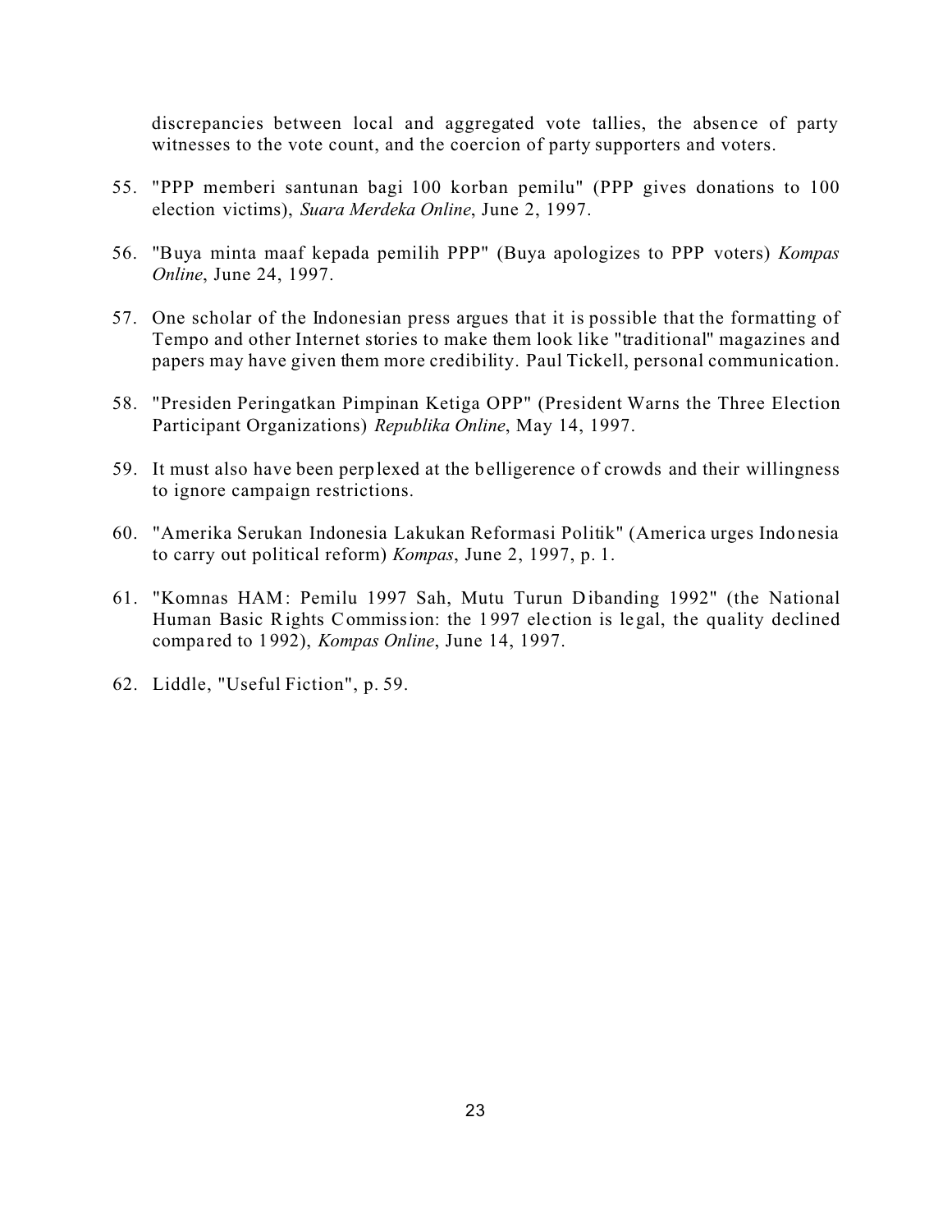discrepancies between local and aggregated vote tallies, the absence of party witnesses to the vote count, and the coercion of party supporters and voters.

55. "PPP memberi santunan bagi 100 korban pemilu" (PPP gives donations to 100 election victims), *Suara Merdeka Online*, June 2, 1997.

56. "Buya minta maaf kepada pemilih PPP" (Buya apologizes to PPP voters) *Kompas Online*, June 24, 1997.

57. One scholar of the Indonesian press argues that it is possible that the formatting of Tempo and other Internet stories to make them look like "traditional" magazines and papers may have given them more credibility. Paul Tickell, personal communication.

58. "Presiden Peringatkan Pimpinan Ketiga OPP" (President Warns the Three Election Participant Organizations) *Republika Online*, May 14, 1997.

59. It must also have been perplexed at the belligerence of crowds and their willingness to ignore campaign restrictions.

60. "Amerika Serukan Indonesia Lakukan Reformasi Politik" (America urges Indonesia to carry out political reform) *Kompas*, June 2, 1997, p. 1.

61. "Komnas HAM: Pemilu 1997 Sah, Mutu Turun Dibanding 1992" (the National Human Basic Rights Commission: the 1997 election is legal, the quality declined compared to 1992), *Kompas Online*, June 14, 1997.

62. Liddle, "Useful Fiction", p. 59.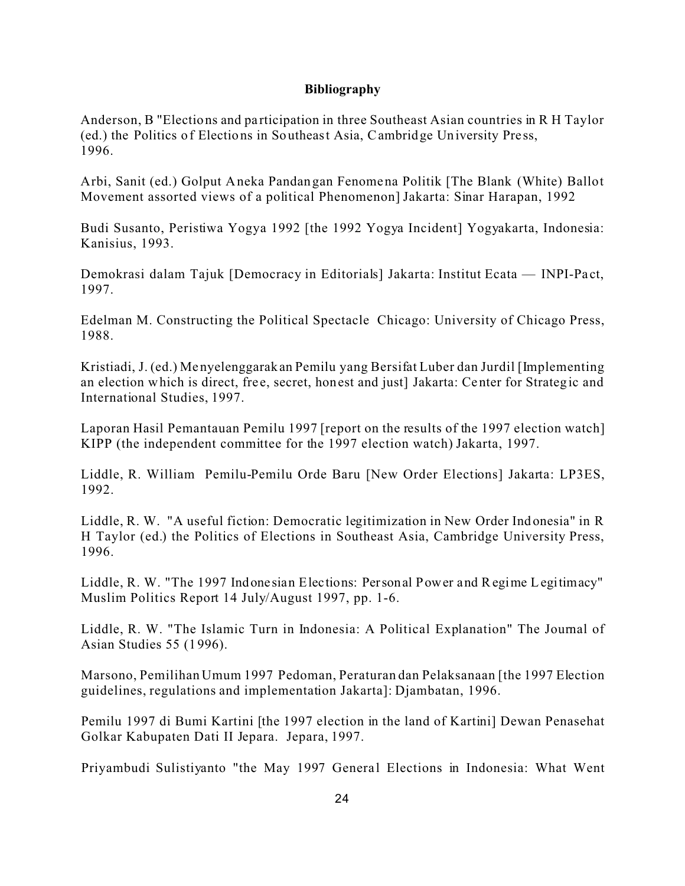**Bibliography**

Anderson, B "Elections and participation in three Southeast Asian countries in R H Taylor (ed.) the Politics of Elections in Southeast Asia, Cambridge University Press, 1996.

Arbi, Sanit (ed.) Golput Aneka Pandangan Fenomena Politik [The Blank (White) Ballot Movement assorted views of a political Phenomenon] Jakarta: Sinar Harapan, 1992

Budi Susanto, Peristiwa Yogya 1992 [the 1992 Yogya Incident] Yogyakarta, Indonesia: Kanisius, 1993.

Demokrasi dalam Tajuk [Democracy in Editorials] Jakarta: Institut Ecata — INPI-Pact, 1997.

Edelman M. Constructing the Political Spectacle Chicago: University of Chicago Press, 1988.

Kristiadi, J. (ed.) Menyelenggarakan Pemilu yang Bersifat Luber dan Jurdil [Implementing an election which is direct, free, secret, honest and just] Jakarta: Center for Strategic and International Studies, 1997.

Laporan Hasil Pemantauan Pemilu 1997 [report on the results of the 1997 election watch] KIPP (the independent committee for the 1997 election watch) Jakarta, 1997.

Liddle, R. William Pemilu-Pemilu Orde Baru [New Order Elections] Jakarta: LP3ES, 1992.

Liddle, R. W. "A useful fiction: Democratic legitimization in New Order Indonesia" in R H Taylor (ed.) the Politics of Elections in Southeast Asia, Cambridge University Press, 1996.

Liddle, R. W. "The 1997 Indonesian Elections: Personal Power and Regime Legitimacy" Muslim Politics Report 14 July/August 1997, pp. 1-6.

Liddle, R. W. "The Islamic Turn in Indonesia: A Political Explanation" The Journal of Asian Studies 55 (1996).

Marsono, Pemilihan Umum 1997 Pedoman, Peraturan dan Pelaksanaan [the 1997 Election guidelines, regulations and implementation Jakarta]: Djambatan, 1996.

Pemilu 1997 di Bumi Kartini [the 1997 election in the land of Kartini] Dewan Penasehat Golkar Kabupaten Dati II Jepara. Jepara, 1997.

Priyambudi Sulistiyanto "the May 1997 General Elections in Indonesia: What Went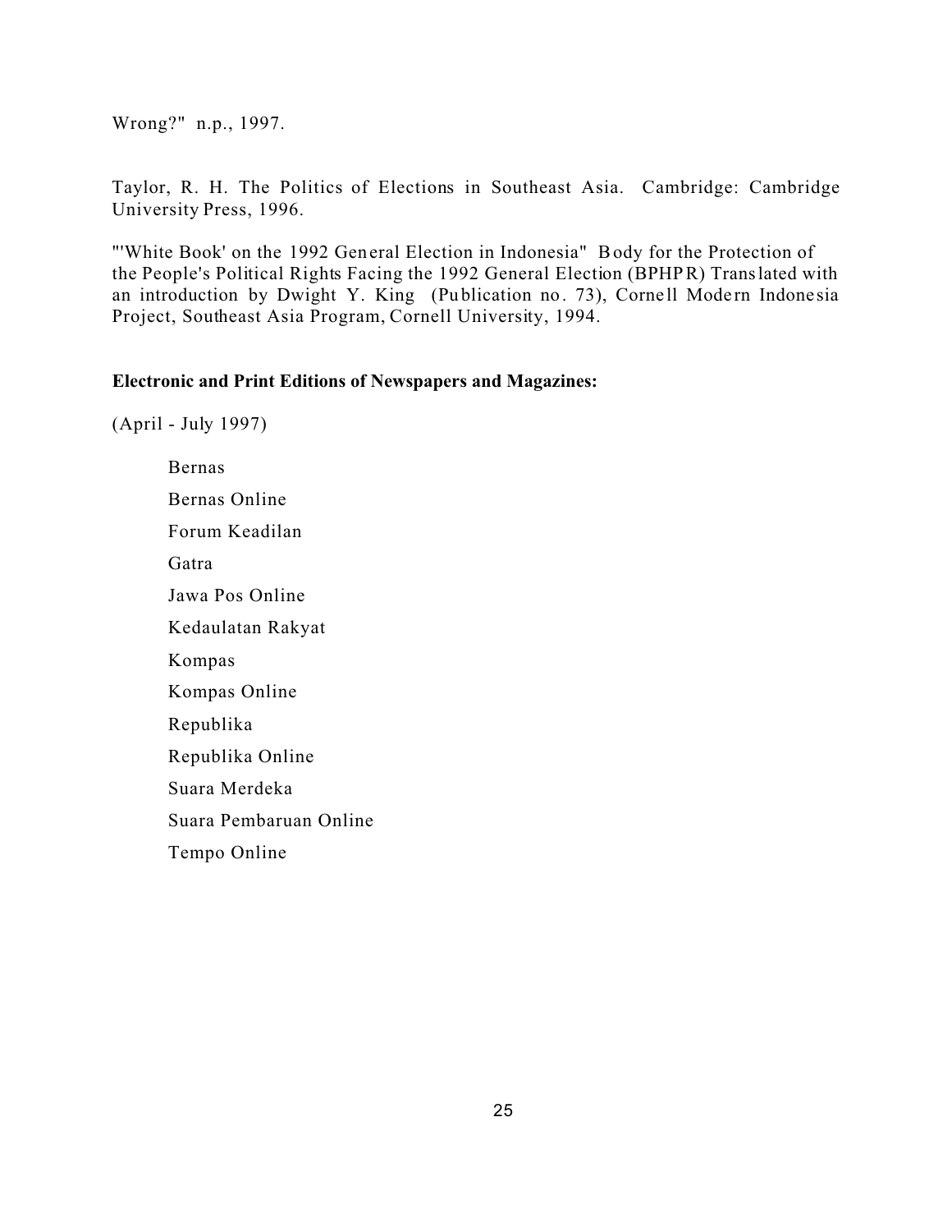Wrong?" n.p., 1997.

Taylor, R. H. The Politics of Elections in Southeast Asia. Cambridge: Cambridge University Press, 1996.

"'White Book' on the 1992 General Election in Indonesia" Body for the Protection of the People's Political Rights Facing the 1992 General Election (BPHPR) Translated with an introduction by Dwight Y. King (Publication no. 73), Cornell Modern Indonesia Project, Southeast Asia Program, Cornell University, 1994.

**Electronic and Print Editions of Newspapers and Magazines:**

(April - July 1997)

- Bernas
- Bernas Online
- Forum Keadilan
- Gatra
- Jawa Pos Online
- Kedaulatan Rakyat
- Kompas
- Kompas Online
- Republika
- Republika Online
- Suara Merdeka
- Suara Pembaruan Online
- Tempo Online